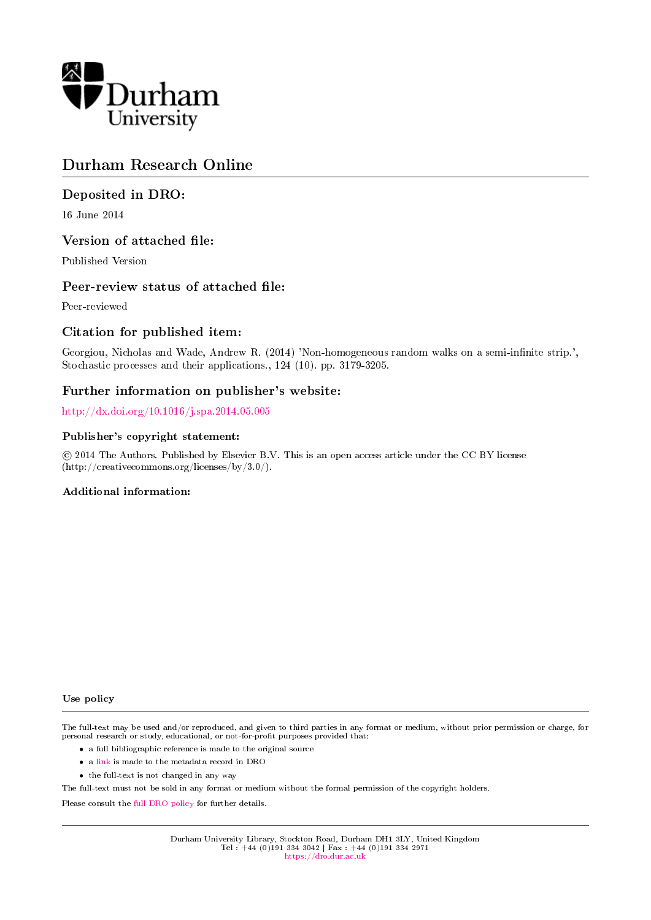Durham University

# Durham Research Online

## Deposited in DRO:

16 June 2014

## Version of attached file:

Published Version

## Peer-review status of attached file:

Peer-reviewed

## Citation for published item:

Georgiou, Nicholas and Wade, Andrew R. (2014) 'Non-homogeneous random walks on a semi-infinite strip.', Stochastic processes and their applications., 124 (10). pp. 3179-3205.

## Further information on publisher's website:

http://dx.doi.org/10.1016/j.spa.2014.05.005

### Publisher's copyright statement:

© 2014 The Authors. Published by Elsevier B.V. This is an open access article under the CC BY license (http://creativecommons.org/licenses/by/3.0/).

### Additional information:

### Use policy

The full-text may be used and/or reproduced, and given to third parties in any format or medium, without prior permission or charge, for personal research or study, educational, or not-for-profit purposes provided that:

- a full bibliographic reference is made to the original source
- a link is made to the metadata record in DRO
- the full-text is not changed in any way

The full-text must not be sold in any format or medium without the formal permission of the copyright holders.

Please consult the full DRO policy for further details.

Durham University Library, Stockton Road, Durham DH1 3LY, United Kingdom
Tel : +44 (0)191 334 3042 | Fax : +44 (0)191 334 2971
https://dro.dur.ac.uk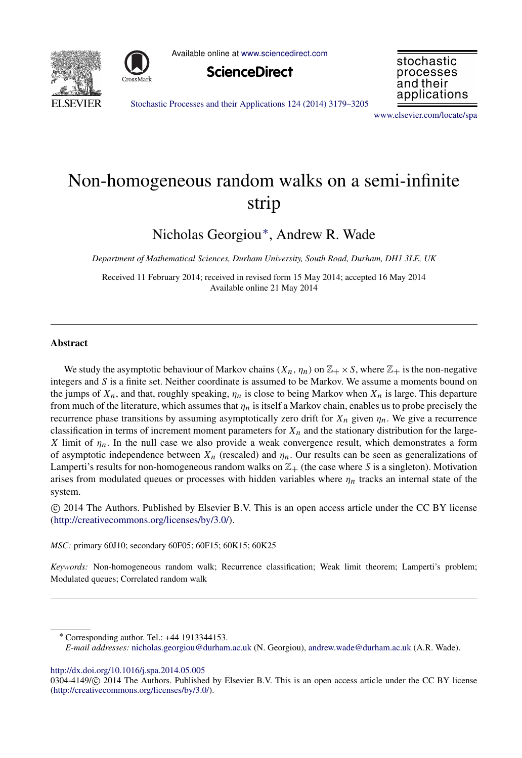# Non-homogeneous random walks on a semi-infinite strip

Nicholas Georgiou*, Andrew R. Wade

*Department of Mathematical Sciences, Durham University, South Road, Durham, DH1 3LE, UK*

Received 11 February 2014; received in revised form 15 May 2014; accepted 16 May 2014
Available online 21 May 2014

---

## Abstract

We study the asymptotic behaviour of Markov chains $(X_n, \eta_n)$ on $\mathbb{Z}_+ \times S$, where $\mathbb{Z}_+$ is the non-negative integers and $S$ is a finite set. Neither coordinate is assumed to be Markov. We assume a moments bound on the jumps of $X_n$, and that, roughly speaking, $\eta_n$ is close to being Markov when $X_n$ is large. This departure from much of the literature, which assumes that $\eta_n$ is itself a Markov chain, enables us to probe precisely the recurrence phase transitions by assuming asymptotically zero drift for $X_n$ given $\eta_n$. We give a recurrence classification in terms of increment moment parameters for $X_n$ and the stationary distribution for the large-$X$ limit of $\eta_n$. In the null case we also provide a weak convergence result, which demonstrates a form of asymptotic independence between $X_n$ (rescaled) and $\eta_n$. Our results can be seen as generalizations of Lamperti's results for non-homogeneous random walks on $\mathbb{Z}_+$ (the case where $S$ is a singleton). Motivation arises from modulated queues or processes with hidden variables where $\eta_n$ tracks an internal state of the system.

© 2014 The Authors. Published by Elsevier B.V. This is an open access article under the CC BY license (http://creativecommons.org/licenses/by/3.0/).

*MSC:* primary 60J10; secondary 60F05; 60F15; 60K15; 60K25

*Keywords:* Non-homogeneous random walk; Recurrence classification; Weak limit theorem; Lamperti's problem; Modulated queues; Correlated random walk

---

* Corresponding author. Tel.: +44 1913344153.
*E-mail addresses:* nicholas.georgiou@durham.ac.uk (N. Georgiou), andrew.wade@durham.ac.uk (A.R. Wade).

http://dx.doi.org/10.1016/j.spa.2014.05.005
0304-4149/© 2014 The Authors. Published by Elsevier B.V. This is an open access article under the CC BY license (http://creativecommons.org/licenses/by/3.0/).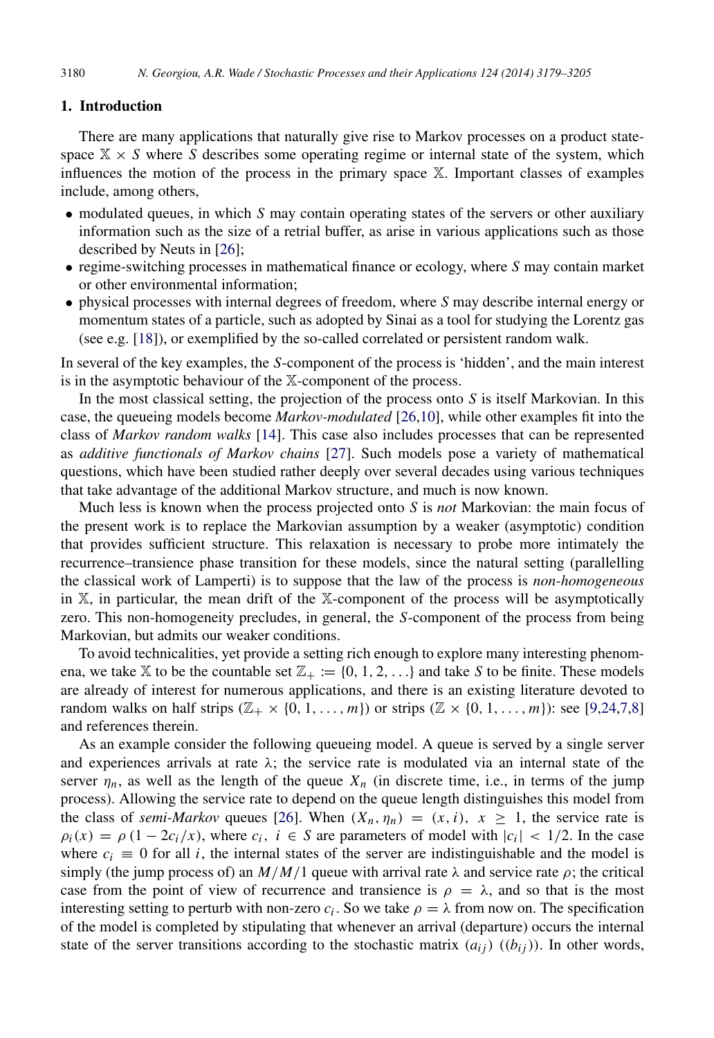## 1. Introduction

There are many applications that naturally give rise to Markov processes on a product state-space $\mathbb{X} \times S$ where $S$ describes some operating regime or internal state of the system, which influences the motion of the process in the primary space $\mathbb{X}$. Important classes of examples include, among others,

- modulated queues, in which $S$ may contain operating states of the servers or other auxiliary information such as the size of a retrial buffer, as arise in various applications such as those described by Neuts in [26];
- regime-switching processes in mathematical finance or ecology, where $S$ may contain market or other environmental information;
- physical processes with internal degrees of freedom, where $S$ may describe internal energy or momentum states of a particle, such as adopted by Sinai as a tool for studying the Lorentz gas (see e.g. [18]), or exemplified by the so-called correlated or persistent random walk.

In several of the key examples, the $S$-component of the process is 'hidden', and the main interest is in the asymptotic behaviour of the $\mathbb{X}$-component of the process.

In the most classical setting, the projection of the process onto $S$ is itself Markovian. In this case, the queueing models become *Markov-modulated* [26,10], while other examples fit into the class of *Markov random walks* [14]. This case also includes processes that can be represented as *additive functionals of Markov chains* [27]. Such models pose a variety of mathematical questions, which have been studied rather deeply over several decades using various techniques that take advantage of the additional Markov structure, and much is now known.

Much less is known when the process projected onto $S$ is *not* Markovian: the main focus of the present work is to replace the Markovian assumption by a weaker (asymptotic) condition that provides sufficient structure. This relaxation is necessary to probe more intimately the recurrence–transience phase transition for these models, since the natural setting (parallelling the classical work of Lamperti) is to suppose that the law of the process is *non-homogeneous* in $\mathbb{X}$, in particular, the mean drift of the $\mathbb{X}$-component of the process will be asymptotically zero. This non-homogeneity precludes, in general, the $S$-component of the process from being Markovian, but admits our weaker conditions.

To avoid technicalities, yet provide a setting rich enough to explore many interesting phenomena, we take $\mathbb{X}$ to be the countable set $\mathbb{Z}_+ := \{0, 1, 2, \ldots\}$ and take $S$ to be finite. These models are already of interest for numerous applications, and there is an existing literature devoted to random walks on half strips ($\mathbb{Z}_+ \times \{0, 1, \ldots, m\}$) or strips ($\mathbb{Z} \times \{0, 1, \ldots, m\}$): see [9,24,7,8] and references therein.

As an example consider the following queueing model. A queue is served by a single server and experiences arrivals at rate $\lambda$; the service rate is modulated via an internal state of the server $\eta_n$, as well as the length of the queue $X_n$ (in discrete time, i.e., in terms of the jump process). Allowing the service rate to depend on the queue length distinguishes this model from the class of *semi-Markov* queues [26]. When $(X_n, \eta_n) = (x, i)$, $x \geq 1$, the service rate is $\rho_i(x) = \rho\,(1 - 2c_i/x)$, where $c_i$, $i \in S$ are parameters of model with $|c_i| < 1/2$. In the case where $c_i \equiv 0$ for all $i$, the internal states of the server are indistinguishable and the model is simply (the jump process of) an $M/M/1$ queue with arrival rate $\lambda$ and service rate $\rho$; the critical case from the point of view of recurrence and transience is $\rho = \lambda$, and so that is the most interesting setting to perturb with non-zero $c_i$. So we take $\rho = \lambda$ from now on. The specification of the model is completed by stipulating that whenever an arrival (departure) occurs the internal state of the server transitions according to the stochastic matrix $(a_{ij})$ $((b_{ij}))$. In other words,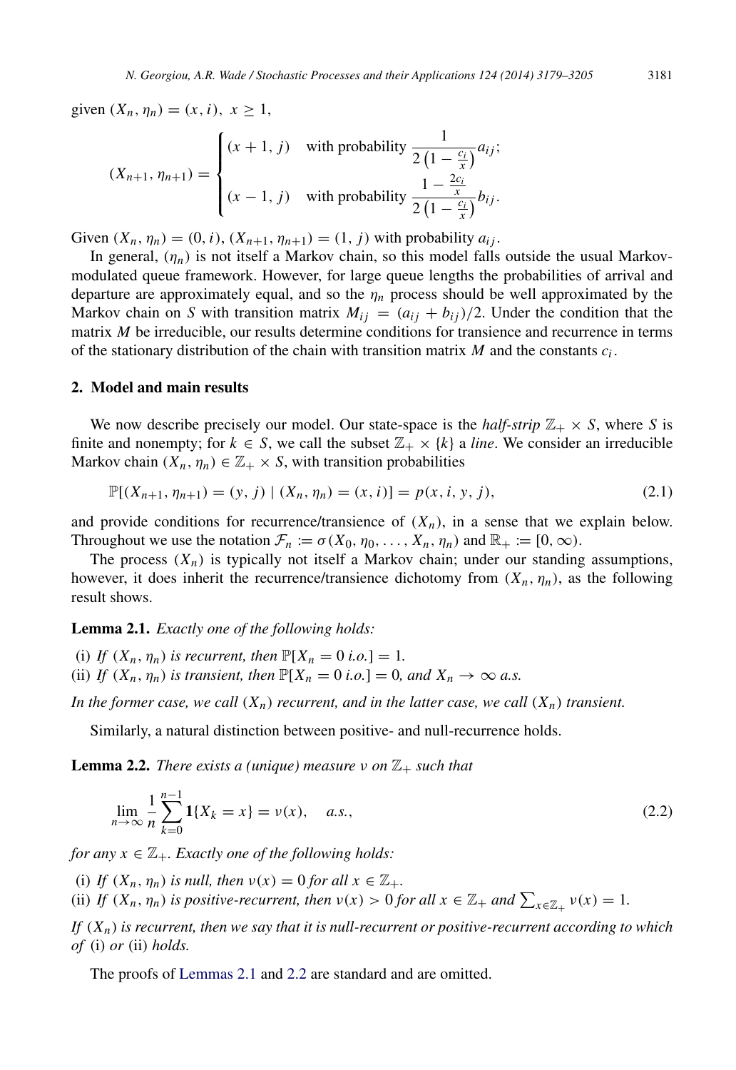given $(X_n, \eta_n) = (x, i),\ x \geq 1$,

$$
(X_{n+1}, \eta_{n+1}) = \begin{cases} (x+1, j) & \text{with probability } \dfrac{1}{2\left(1 - \frac{c_i}{x}\right)} a_{ij}; \\[2ex] (x-1, j) & \text{with probability } \dfrac{1 - \frac{2c_i}{x}}{2\left(1 - \frac{c_i}{x}\right)} b_{ij}. \end{cases}
$$

Given $(X_n, \eta_n) = (0, i)$, $(X_{n+1}, \eta_{n+1}) = (1, j)$ with probability $a_{ij}$.

In general, $(\eta_n)$ is not itself a Markov chain, so this model falls outside the usual Markov-modulated queue framework. However, for large queue lengths the probabilities of arrival and departure are approximately equal, and so the $\eta_n$ process should be well approximated by the Markov chain on $S$ with transition matrix $M_{ij} = (a_{ij} + b_{ij})/2$. Under the condition that the matrix $M$ be irreducible, our results determine conditions for transience and recurrence in terms of the stationary distribution of the chain with transition matrix $M$ and the constants $c_i$.

## 2. Model and main results

We now describe precisely our model. Our state-space is the *half-strip* $\mathbb{Z}_+ \times S$, where $S$ is finite and nonempty; for $k \in S$, we call the subset $\mathbb{Z}_+ \times \{k\}$ a *line*. We consider an irreducible Markov chain $(X_n, \eta_n) \in \mathbb{Z}_+ \times S$, with transition probabilities

$$
\mathbb{P}[(X_{n+1}, \eta_{n+1}) = (y, j) \mid (X_n, \eta_n) = (x, i)] = p(x, i, y, j), \tag{2.1}
$$

and provide conditions for recurrence/transience of $(X_n)$, in a sense that we explain below. Throughout we use the notation $\mathcal{F}_n := \sigma(X_0, \eta_0, \ldots, X_n, \eta_n)$ and $\mathbb{R}_+ := [0, \infty)$.

The process $(X_n)$ is typically not itself a Markov chain; under our standing assumptions, however, it does inherit the recurrence/transience dichotomy from $(X_n, \eta_n)$, as the following result shows.

**Lemma 2.1.** *Exactly one of the following holds:*

(i) *If $(X_n, \eta_n)$ is recurrent, then $\mathbb{P}[X_n = 0 \text{ i.o.}] = 1$.*
(ii) *If $(X_n, \eta_n)$ is transient, then $\mathbb{P}[X_n = 0 \text{ i.o.}] = 0$, and $X_n \to \infty$ a.s.*

*In the former case, we call $(X_n)$ recurrent, and in the latter case, we call $(X_n)$ transient.*

Similarly, a natural distinction between positive- and null-recurrence holds.

**Lemma 2.2.** *There exists a (unique) measure $\nu$ on $\mathbb{Z}_+$ such that*

$$
\lim_{n \to \infty} \frac{1}{n} \sum_{k=0}^{n-1} \mathbf{1}\{X_k = x\} = \nu(x), \quad \text{a.s.}, \tag{2.2}
$$

*for any $x \in \mathbb{Z}_+$. Exactly one of the following holds:*

(i) *If $(X_n, \eta_n)$ is null, then $\nu(x) = 0$ for all $x \in \mathbb{Z}_+$.*
(ii) *If $(X_n, \eta_n)$ is positive-recurrent, then $\nu(x) > 0$ for all $x \in \mathbb{Z}_+$ and $\sum_{x \in \mathbb{Z}_+} \nu(x) = 1$.*

*If $(X_n)$ is recurrent, then we say that it is null-recurrent or positive-recurrent according to which of* (i) *or* (ii) *holds.*

The proofs of Lemmas 2.1 and 2.2 are standard and are omitted.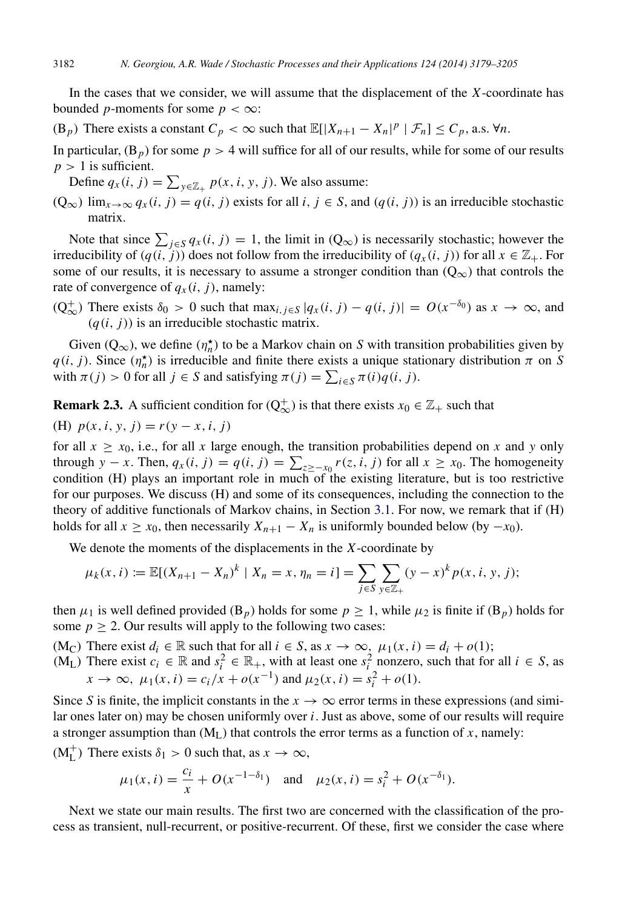In the cases that we consider, we will assume that the displacement of the $X$-coordinate has bounded $p$-moments for some $p < \infty$:

($\mathrm{B}_p$) There exists a constant $C_p < \infty$ such that $\mathbb{E}[|X_{n+1} - X_n|^p \mid \mathcal{F}_n] \leq C_p$, a.s. $\forall n$.

In particular, ($\mathrm{B}_p$) for some $p > 4$ will suffice for all of our results, while for some of our results $p > 1$ is sufficient.

Define $q_x(i, j) = \sum_{y \in \mathbb{Z}_+} p(x, i, y, j)$. We also assume:

($\mathrm{Q}_\infty$) $\lim_{x\to\infty} q_x(i, j) = q(i, j)$ exists for all $i, j \in S$, and $(q(i, j))$ is an irreducible stochastic matrix.

Note that since $\sum_{j \in S} q_x(i, j) = 1$, the limit in ($\mathrm{Q}_\infty$) is necessarily stochastic; however the irreducibility of $(q(i, j))$ does not follow from the irreducibility of $(q_x(i, j))$ for all $x \in \mathbb{Z}_+$. For some of our results, it is necessary to assume a stronger condition than ($\mathrm{Q}_\infty$) that controls the rate of convergence of $q_x(i, j)$, namely:

($\mathrm{Q}_\infty^+$) There exists $\delta_0 > 0$ such that $\max_{i,j\in S} |q_x(i, j) - q(i, j)| = O(x^{-\delta_0})$ as $x \to \infty$, and $(q(i, j))$ is an irreducible stochastic matrix.

Given ($\mathrm{Q}_\infty$), we define $(\eta_n^\star)$ to be a Markov chain on $S$ with transition probabilities given by $q(i, j)$. Since $(\eta_n^\star)$ is irreducible and finite there exists a unique stationary distribution $\pi$ on $S$ with $\pi(j) > 0$ for all $j \in S$ and satisfying $\pi(j) = \sum_{i \in S} \pi(i) q(i, j)$.

**Remark 2.3.** A sufficient condition for ($\mathrm{Q}_\infty^+$) is that there exists $x_0 \in \mathbb{Z}_+$ such that

(H) $p(x, i, y, j) = r(y - x, i, j)$

for all $x \geq x_0$, i.e., for all $x$ large enough, the transition probabilities depend on $x$ and $y$ only through $y - x$. Then, $q_x(i, j) = q(i, j) = \sum_{z \geq -x_0} r(z, i, j)$ for all $x \geq x_0$. The homogeneity condition (H) plays an important role in much of the existing literature, but is too restrictive for our purposes. We discuss (H) and some of its consequences, including the connection to the theory of additive functionals of Markov chains, in Section 3.1. For now, we remark that if (H) holds for all $x \geq x_0$, then necessarily $X_{n+1} - X_n$ is uniformly bounded below (by $-x_0$).

We denote the moments of the displacements in the $X$-coordinate by

$$\mu_k(x, i) := \mathbb{E}[(X_{n+1} - X_n)^k \mid X_n = x, \eta_n = i] = \sum_{j \in S} \sum_{y \in \mathbb{Z}_+} (y - x)^k p(x, i, y, j);$$

then $\mu_1$ is well defined provided ($\mathrm{B}_p$) holds for some $p \geq 1$, while $\mu_2$ is finite if ($\mathrm{B}_p$) holds for some $p \geq 2$. Our results will apply to the following two cases:

($\mathrm{M_C}$) There exist $d_i \in \mathbb{R}$ such that for all $i \in S$, as $x \to \infty$, $\mu_1(x, i) = d_i + o(1)$;

($\mathrm{M_L}$) There exist $c_i \in \mathbb{R}$ and $s_i^2 \in \mathbb{R}_+$, with at least one $s_i^2$ nonzero, such that for all $i \in S$, as $x \to \infty$, $\mu_1(x, i) = c_i/x + o(x^{-1})$ and $\mu_2(x, i) = s_i^2 + o(1)$.

Since $S$ is finite, the implicit constants in the $x \to \infty$ error terms in these expressions (and similar ones later on) may be chosen uniformly over $i$. Just as above, some of our results will require a stronger assumption than ($\mathrm{M_L}$) that controls the error terms as a function of $x$, namely:

($\mathrm{M_L^+}$) There exists $\delta_1 > 0$ such that, as $x \to \infty$,

$$\mu_1(x, i) = \frac{c_i}{x} + O(x^{-1-\delta_1}) \quad \text{and} \quad \mu_2(x, i) = s_i^2 + O(x^{-\delta_1}).$$

Next we state our main results. The first two are concerned with the classification of the process as transient, null-recurrent, or positive-recurrent. Of these, first we consider the case where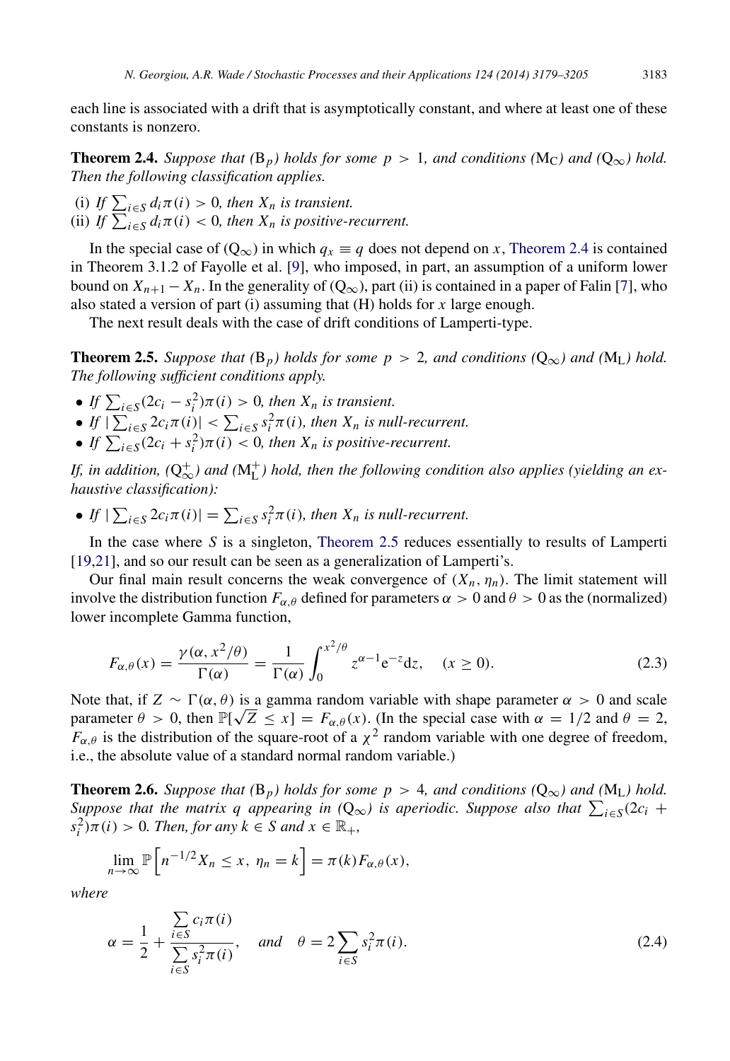each line is associated with a drift that is asymptotically constant, and where at least one of these constants is nonzero.

**Theorem 2.4.** *Suppose that* ($\mathrm{B}_p$) *holds for some* $p > 1$, *and conditions* ($\mathrm{M_C}$) *and* ($\mathrm{Q}_\infty$) *hold. Then the following classification applies.*

(i) *If* $\sum_{i \in S} d_i \pi(i) > 0$, *then* $X_n$ *is transient.*
(ii) *If* $\sum_{i \in S} d_i \pi(i) < 0$, *then* $X_n$ *is positive-recurrent.*

In the special case of ($\mathrm{Q}_\infty$) in which $q_x \equiv q$ does not depend on $x$, Theorem 2.4 is contained in Theorem 3.1.2 of Fayolle et al. [9], who imposed, in part, an assumption of a uniform lower bound on $X_{n+1} - X_n$. In the generality of ($\mathrm{Q}_\infty$), part (ii) is contained in a paper of Falin [7], who also stated a version of part (i) assuming that (H) holds for $x$ large enough.

The next result deals with the case of drift conditions of Lamperti-type.

**Theorem 2.5.** *Suppose that* ($\mathrm{B}_p$) *holds for some* $p > 2$, *and conditions* ($\mathrm{Q}_\infty$) *and* ($\mathrm{M_L}$) *hold. The following sufficient conditions apply.*

- *If* $\sum_{i \in S}(2c_i - s_i^2)\pi(i) > 0$, *then* $X_n$ *is transient.*
- *If* $|\sum_{i \in S} 2c_i \pi(i)| < \sum_{i \in S} s_i^2 \pi(i)$, *then* $X_n$ *is null-recurrent.*
- *If* $\sum_{i \in S}(2c_i + s_i^2)\pi(i) < 0$, *then* $X_n$ *is positive-recurrent.*

*If, in addition,* ($\mathrm{Q}_\infty^+$) *and* ($\mathrm{M}_\mathrm{L}^+$) *hold, then the following condition also applies (yielding an exhaustive classification):*

- *If* $|\sum_{i \in S} 2c_i \pi(i)| = \sum_{i \in S} s_i^2 \pi(i)$, *then* $X_n$ *is null-recurrent.*

In the case where $S$ is a singleton, Theorem 2.5 reduces essentially to results of Lamperti [19,21], and so our result can be seen as a generalization of Lamperti's.

Our final main result concerns the weak convergence of $(X_n, \eta_n)$. The limit statement will involve the distribution function $F_{\alpha,\theta}$ defined for parameters $\alpha > 0$ and $\theta > 0$ as the (normalized) lower incomplete Gamma function,

$$F_{\alpha,\theta}(x) = \frac{\gamma(\alpha, x^2/\theta)}{\Gamma(\alpha)} = \frac{1}{\Gamma(\alpha)} \int_0^{x^2/\theta} z^{\alpha-1} \mathrm{e}^{-z} \mathrm{d}z, \quad (x \geq 0). \tag{2.3}$$

Note that, if $Z \sim \Gamma(\alpha, \theta)$ is a gamma random variable with shape parameter $\alpha > 0$ and scale parameter $\theta > 0$, then $\mathbb{P}[\sqrt{Z} \leq x] = F_{\alpha,\theta}(x)$. (In the special case with $\alpha = 1/2$ and $\theta = 2$, $F_{\alpha,\theta}$ is the distribution of the square-root of a $\chi^2$ random variable with one degree of freedom, i.e., the absolute value of a standard normal random variable.)

**Theorem 2.6.** *Suppose that* ($\mathrm{B}_p$) *holds for some* $p > 4$, *and conditions* ($\mathrm{Q}_\infty$) *and* ($\mathrm{M_L}$) *hold. Suppose that the matrix* $q$ *appearing in* ($\mathrm{Q}_\infty$) *is aperiodic. Suppose also that* $\sum_{i \in S}(2c_i + s_i^2)\pi(i) > 0$. *Then, for any* $k \in S$ *and* $x \in \mathbb{R}_+$,

$$\lim_{n \to \infty} \mathbb{P}\left[n^{-1/2} X_n \leq x,\ \eta_n = k\right] = \pi(k) F_{\alpha,\theta}(x),$$

*where*

$$\alpha = \frac{1}{2} + \frac{\sum_{i \in S} c_i \pi(i)}{\sum_{i \in S} s_i^2 \pi(i)}, \quad \text{and} \quad \theta = 2 \sum_{i \in S} s_i^2 \pi(i). \tag{2.4}$$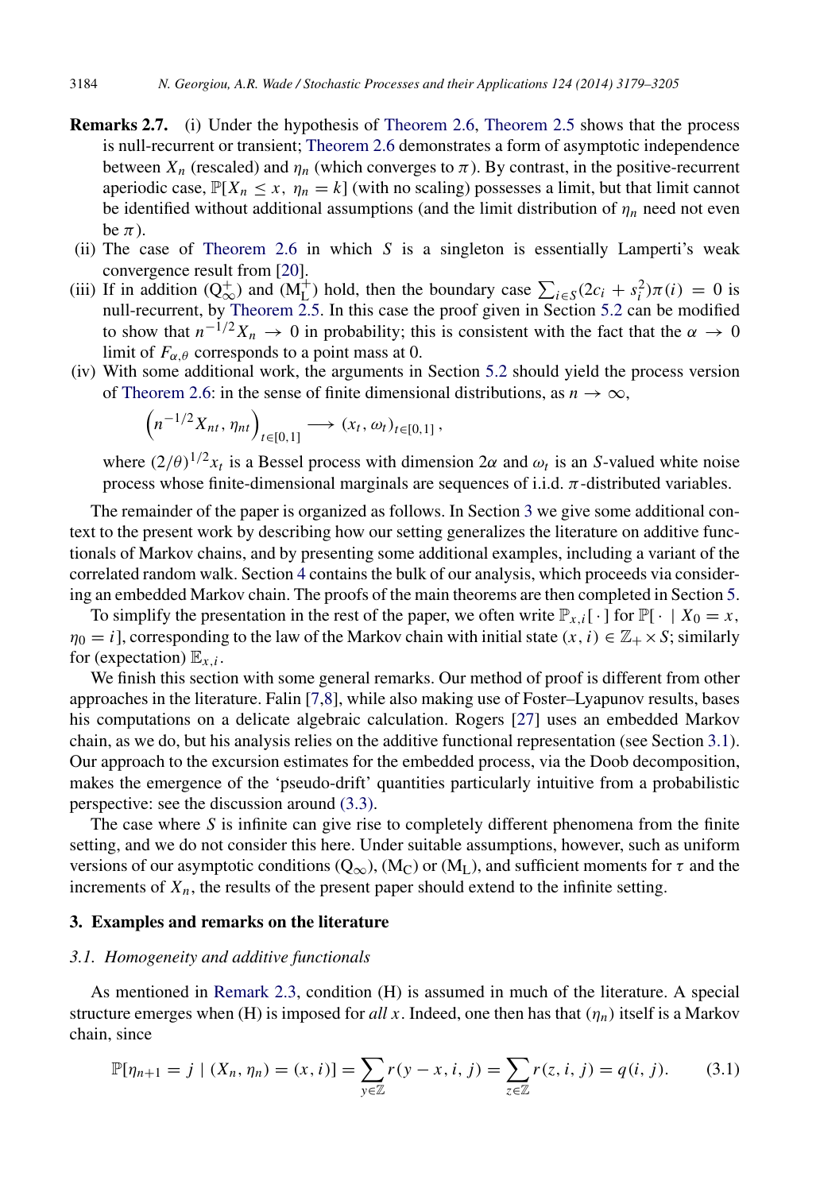**Remarks 2.7.** (i) Under the hypothesis of Theorem 2.6, Theorem 2.5 shows that the process is null-recurrent or transient; Theorem 2.6 demonstrates a form of asymptotic independence between $X_n$ (rescaled) and $\eta_n$ (which converges to $\pi$). By contrast, in the positive-recurrent aperiodic case, $\mathbb{P}[X_n \leq x, \ \eta_n = k]$ (with no scaling) possesses a limit, but that limit cannot be identified without additional assumptions (and the limit distribution of $\eta_n$ need not even be $\pi$).

(ii) The case of Theorem 2.6 in which $S$ is a singleton is essentially Lamperti's weak convergence result from [20].

(iii) If in addition ($\text{Q}_\infty^+$) and ($\text{M}_\text{L}^+$) hold, then the boundary case $\sum_{i \in S}(2c_i + s_i^2)\pi(i) = 0$ is null-recurrent, by Theorem 2.5. In this case the proof given in Section 5.2 can be modified to show that $n^{-1/2} X_n \to 0$ in probability; this is consistent with the fact that the $\alpha \to 0$ limit of $F_{\alpha,\theta}$ corresponds to a point mass at 0.

(iv) With some additional work, the arguments in Section 5.2 should yield the process version of Theorem 2.6: in the sense of finite dimensional distributions, as $n \to \infty$,

$$\left(n^{-1/2} X_{nt}, \eta_{nt}\right)_{t \in [0,1]} \longrightarrow (x_t, \omega_t)_{t \in [0,1]},$$

where $(2/\theta)^{1/2} x_t$ is a Bessel process with dimension $2\alpha$ and $\omega_t$ is an $S$-valued white noise process whose finite-dimensional marginals are sequences of i.i.d. $\pi$-distributed variables.

The remainder of the paper is organized as follows. In Section 3 we give some additional context to the present work by describing how our setting generalizes the literature on additive functionals of Markov chains, and by presenting some additional examples, including a variant of the correlated random walk. Section 4 contains the bulk of our analysis, which proceeds via considering an embedded Markov chain. The proofs of the main theorems are then completed in Section 5.

To simplify the presentation in the rest of the paper, we often write $\mathbb{P}_{x,i}[\,\cdot\,]$ for $\mathbb{P}[\,\cdot \mid X_0 = x, \eta_0 = i]$, corresponding to the law of the Markov chain with initial state $(x, i) \in \mathbb{Z}_+ \times S$; similarly for (expectation) $\mathbb{E}_{x,i}$.

We finish this section with some general remarks. Our method of proof is different from other approaches in the literature. Falin [7,8], while also making use of Foster–Lyapunov results, bases his computations on a delicate algebraic calculation. Rogers [27] uses an embedded Markov chain, as we do, but his analysis relies on the additive functional representation (see Section 3.1). Our approach to the excursion estimates for the embedded process, via the Doob decomposition, makes the emergence of the 'pseudo-drift' quantities particularly intuitive from a probabilistic perspective: see the discussion around (3.3).

The case where $S$ is infinite can give rise to completely different phenomena from the finite setting, and we do not consider this here. Under suitable assumptions, however, such as uniform versions of our asymptotic conditions ($\text{Q}_\infty$), ($\text{M}_\text{C}$) or ($\text{M}_\text{L}$), and sufficient moments for $\tau$ and the increments of $X_n$, the results of the present paper should extend to the infinite setting.

## 3. Examples and remarks on the literature

### *3.1. Homogeneity and additive functionals*

As mentioned in Remark 2.3, condition (H) is assumed in much of the literature. A special structure emerges when (H) is imposed for *all* $x$. Indeed, one then has that $(\eta_n)$ itself is a Markov chain, since

$$\mathbb{P}[\eta_{n+1} = j \mid (X_n, \eta_n) = (x, i)] = \sum_{y \in \mathbb{Z}} r(y - x, i, j) = \sum_{z \in \mathbb{Z}} r(z, i, j) = q(i, j). \tag{3.1}$$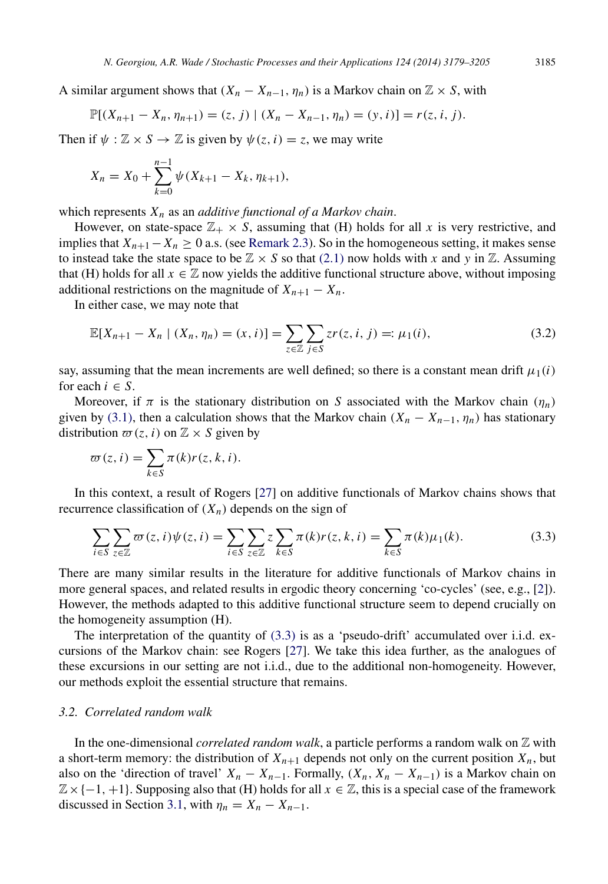A similar argument shows that $(X_n - X_{n-1}, \eta_n)$ is a Markov chain on $\mathbb{Z} \times S$, with

$$\mathbb{P}[(X_{n+1} - X_n, \eta_{n+1}) = (z, j) \mid (X_n - X_{n-1}, \eta_n) = (y, i)] = r(z, i, j).$$

Then if $\psi : \mathbb{Z} \times S \to \mathbb{Z}$ is given by $\psi(z, i) = z$, we may write

$$X_n = X_0 + \sum_{k=0}^{n-1} \psi(X_{k+1} - X_k, \eta_{k+1}),$$

which represents $X_n$ as an *additive functional of a Markov chain*.

However, on state-space $\mathbb{Z}_+ \times S$, assuming that (H) holds for all $x$ is very restrictive, and implies that $X_{n+1} - X_n \geq 0$ a.s. (see Remark 2.3). So in the homogeneous setting, it makes sense to instead take the state space to be $\mathbb{Z} \times S$ so that (2.1) now holds with $x$ and $y$ in $\mathbb{Z}$. Assuming that (H) holds for all $x \in \mathbb{Z}$ now yields the additive functional structure above, without imposing additional restrictions on the magnitude of $X_{n+1} - X_n$.

In either case, we may note that

$$\mathbb{E}[X_{n+1} - X_n \mid (X_n, \eta_n) = (x, i)] = \sum_{z \in \mathbb{Z}} \sum_{j \in S} z r(z, i, j) =: \mu_1(i), \tag{3.2}$$

say, assuming that the mean increments are well defined; so there is a constant mean drift $\mu_1(i)$ for each $i \in S$.

Moreover, if $\pi$ is the stationary distribution on $S$ associated with the Markov chain $(\eta_n)$ given by (3.1), then a calculation shows that the Markov chain $(X_n - X_{n-1}, \eta_n)$ has stationary distribution $\varpi(z, i)$ on $\mathbb{Z} \times S$ given by

$$\varpi(z, i) = \sum_{k \in S} \pi(k) r(z, k, i).$$

In this context, a result of Rogers [27] on additive functionals of Markov chains shows that recurrence classification of $(X_n)$ depends on the sign of

$$\sum_{i \in S} \sum_{z \in \mathbb{Z}} \varpi(z, i) \psi(z, i) = \sum_{i \in S} \sum_{z \in \mathbb{Z}} z \sum_{k \in S} \pi(k) r(z, k, i) = \sum_{k \in S} \pi(k) \mu_1(k). \tag{3.3}$$

There are many similar results in the literature for additive functionals of Markov chains in more general spaces, and related results in ergodic theory concerning 'co-cycles' (see, e.g., [2]). However, the methods adapted to this additive functional structure seem to depend crucially on the homogeneity assumption (H).

The interpretation of the quantity of (3.3) is as a 'pseudo-drift' accumulated over i.i.d. excursions of the Markov chain: see Rogers [27]. We take this idea further, as the analogues of these excursions in our setting are not i.i.d., due to the additional non-homogeneity. However, our methods exploit the essential structure that remains.

### 3.2. Correlated random walk

In the one-dimensional *correlated random walk*, a particle performs a random walk on $\mathbb{Z}$ with a short-term memory: the distribution of $X_{n+1}$ depends not only on the current position $X_n$, but also on the 'direction of travel' $X_n - X_{n-1}$. Formally, $(X_n, X_n - X_{n-1})$ is a Markov chain on $\mathbb{Z} \times \{-1, +1\}$. Supposing also that (H) holds for all $x \in \mathbb{Z}$, this is a special case of the framework discussed in Section 3.1, with $\eta_n = X_n - X_{n-1}$.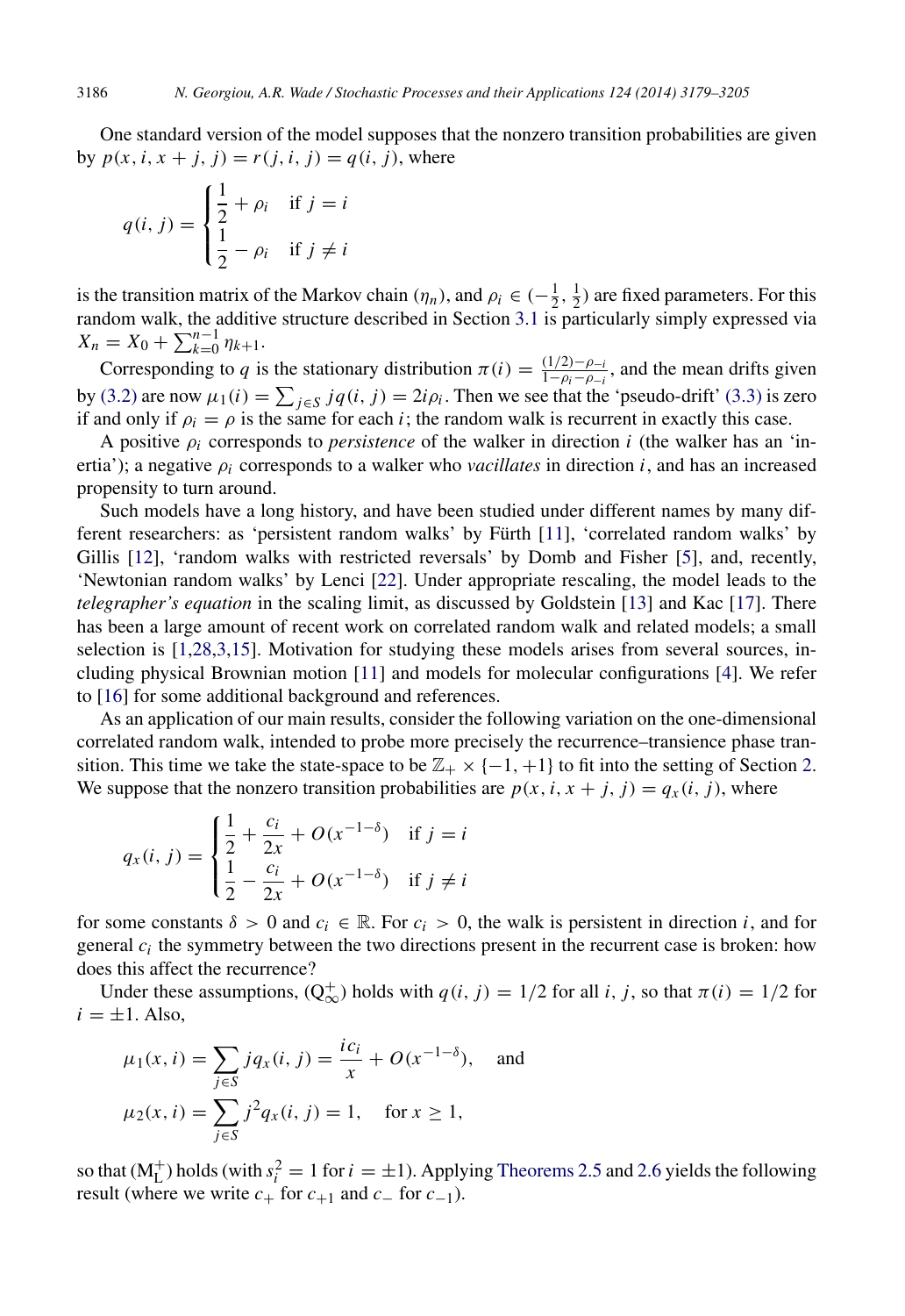One standard version of the model supposes that the nonzero transition probabilities are given by $p(x, i, x + j, j) = r(j, i, j) = q(i, j)$, where

$$q(i, j) = \begin{cases} \frac{1}{2} + \rho_i & \text{if } j = i \\ \frac{1}{2} - \rho_i & \text{if } j \neq i \end{cases}$$

is the transition matrix of the Markov chain $(\eta_n)$, and $\rho_i \in (-\frac{1}{2}, \frac{1}{2})$ are fixed parameters. For this random walk, the additive structure described in Section 3.1 is particularly simply expressed via $X_n = X_0 + \sum_{k=0}^{n-1} \eta_{k+1}$.

Corresponding to $q$ is the stationary distribution $\pi(i) = \frac{(1/2)-\rho_{-i}}{1-\rho_i-\rho_{-i}}$, and the mean drifts given by (3.2) are now $\mu_1(i) = \sum_{j \in S} j q(i, j) = 2i\rho_i$. Then we see that the 'pseudo-drift' (3.3) is zero if and only if $\rho_i = \rho$ is the same for each $i$; the random walk is recurrent in exactly this case.

A positive $\rho_i$ corresponds to *persistence* of the walker in direction $i$ (the walker has an 'inertia'); a negative $\rho_i$ corresponds to a walker who *vacillates* in direction $i$, and has an increased propensity to turn around.

Such models have a long history, and have been studied under different names by many different researchers: as 'persistent random walks' by Fürth [11], 'correlated random walks' by Gillis [12], 'random walks with restricted reversals' by Domb and Fisher [5], and, recently, 'Newtonian random walks' by Lenci [22]. Under appropriate rescaling, the model leads to the *telegrapher's equation* in the scaling limit, as discussed by Goldstein [13] and Kac [17]. There has been a large amount of recent work on correlated random walk and related models; a small selection is [1,28,3,15]. Motivation for studying these models arises from several sources, including physical Brownian motion [11] and models for molecular configurations [4]. We refer to [16] for some additional background and references.

As an application of our main results, consider the following variation on the one-dimensional correlated random walk, intended to probe more precisely the recurrence–transience phase transition. This time we take the state-space to be $\mathbb{Z}_+ \times \{-1, +1\}$ to fit into the setting of Section 2. We suppose that the nonzero transition probabilities are $p(x, i, x + j, j) = q_x(i, j)$, where

$$q_x(i, j) = \begin{cases} \frac{1}{2} + \frac{c_i}{2x} + O(x^{-1-\delta}) & \text{if } j = i \\ \frac{1}{2} - \frac{c_i}{2x} + O(x^{-1-\delta}) & \text{if } j \neq i \end{cases}$$

for some constants $\delta > 0$ and $c_i \in \mathbb{R}$. For $c_i > 0$, the walk is persistent in direction $i$, and for general $c_i$ the symmetry between the two directions present in the recurrent case is broken: how does this affect the recurrence?

Under these assumptions, ($\mathrm{Q}^+_\infty$) holds with $q(i, j) = 1/2$ for all $i, j$, so that $\pi(i) = 1/2$ for $i = \pm 1$. Also,

$$\mu_1(x, i) = \sum_{j \in S} j q_x(i, j) = \frac{i c_i}{x} + O(x^{-1-\delta}), \quad \text{and}$$

$$\mu_2(x, i) = \sum_{j \in S} j^2 q_x(i, j) = 1, \quad \text{for } x \geq 1,$$

so that ($\mathrm{M}^+_\mathrm{L}$) holds (with $s_i^2 = 1$ for $i = \pm 1$). Applying Theorems 2.5 and 2.6 yields the following result (where we write $c_+$ for $c_{+1}$ and $c_-$ for $c_{-1}$).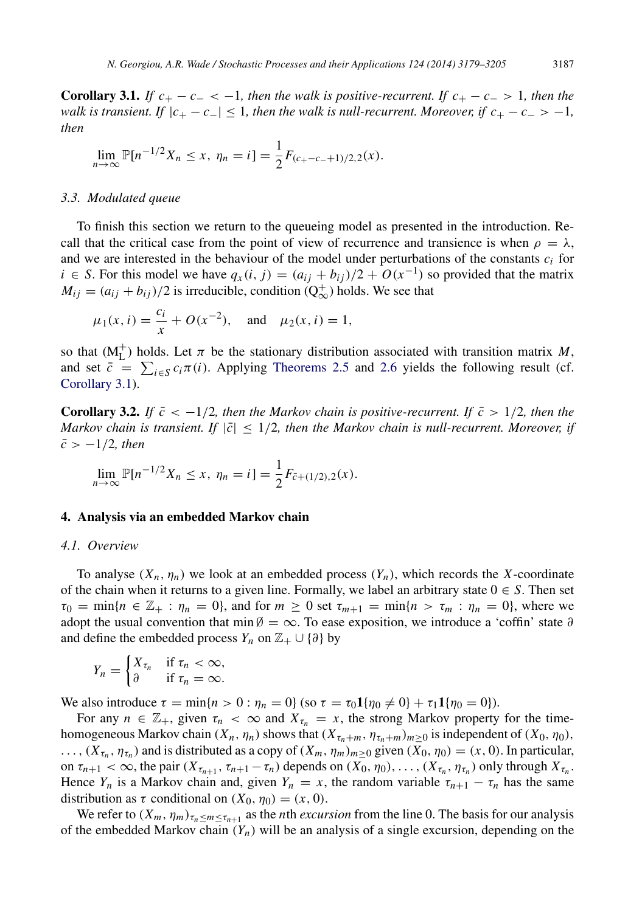**Corollary 3.1.** *If $c_+ - c_- < -1$, then the walk is positive-recurrent. If $c_+ - c_- > 1$, then the walk is transient. If $|c_+ - c_-| \leq 1$, then the walk is null-recurrent. Moreover, if $c_+ - c_- > -1$, then*

$$\lim_{n\to\infty} \mathbb{P}[n^{-1/2} X_n \leq x,\ \eta_n = i] = \frac{1}{2} F_{(c_+ - c_- + 1)/2, 2}(x).$$

### 3.3. Modulated queue

To finish this section we return to the queueing model as presented in the introduction. Recall that the critical case from the point of view of recurrence and transience is when $\rho = \lambda$, and we are interested in the behaviour of the model under perturbations of the constants $c_i$ for $i \in S$. For this model we have $q_x(i, j) = (a_{ij} + b_{ij})/2 + O(x^{-1})$ so provided that the matrix $M_{ij} = (a_{ij} + b_{ij})/2$ is irreducible, condition $(\mathrm{Q}_\infty^+)$ holds. We see that

$$\mu_1(x, i) = \frac{c_i}{x} + O(x^{-2}), \quad \text{and} \quad \mu_2(x, i) = 1,$$

so that $(\mathrm{M}_\mathrm{L}^+)$ holds. Let $\pi$ be the stationary distribution associated with transition matrix $M$, and set $\bar{c} = \sum_{i \in S} c_i \pi(i)$. Applying Theorems 2.5 and 2.6 yields the following result (cf. Corollary 3.1).

**Corollary 3.2.** *If $\bar{c} < -1/2$, then the Markov chain is positive-recurrent. If $\bar{c} > 1/2$, then the Markov chain is transient. If $|\bar{c}| \leq 1/2$, then the Markov chain is null-recurrent. Moreover, if $\bar{c} > -1/2$, then*

$$\lim_{n\to\infty} \mathbb{P}[n^{-1/2} X_n \leq x,\ \eta_n = i] = \frac{1}{2} F_{\bar{c} + (1/2), 2}(x).$$

## 4. Analysis via an embedded Markov chain

### 4.1. Overview

To analyse $(X_n, \eta_n)$ we look at an embedded process $(Y_n)$, which records the $X$-coordinate of the chain when it returns to a given line. Formally, we label an arbitrary state $0 \in S$. Then set $\tau_0 = \min\{n \in \mathbb{Z}_+ : \eta_n = 0\}$, and for $m \geq 0$ set $\tau_{m+1} = \min\{n > \tau_m : \eta_n = 0\}$, where we adopt the usual convention that $\min \emptyset = \infty$. To ease exposition, we introduce a 'coffin' state $\partial$ and define the embedded process $Y_n$ on $\mathbb{Z}_+ \cup \{\partial\}$ by

$$Y_n = \begin{cases} X_{\tau_n} & \text{if } \tau_n < \infty, \\ \partial & \text{if } \tau_n = \infty. \end{cases}$$

We also introduce $\tau = \min\{n > 0 : \eta_n = 0\}$ (so $\tau = \tau_0 \mathbf{1}\{\eta_0 \neq 0\} + \tau_1 \mathbf{1}\{\eta_0 = 0\}$).

For any $n \in \mathbb{Z}_+$, given $\tau_n < \infty$ and $X_{\tau_n} = x$, the strong Markov property for the time-homogeneous Markov chain $(X_n, \eta_n)$ shows that $(X_{\tau_n+m}, \eta_{\tau_n+m})_{m \geq 0}$ is independent of $(X_0, \eta_0)$, $\ldots, (X_{\tau_n}, \eta_{\tau_n})$ and is distributed as a copy of $(X_m, \eta_m)_{m \geq 0}$ given $(X_0, \eta_0) = (x, 0)$. In particular, on $\tau_{n+1} < \infty$, the pair $(X_{\tau_{n+1}}, \tau_{n+1} - \tau_n)$ depends on $(X_0, \eta_0), \ldots, (X_{\tau_n}, \eta_{\tau_n})$ only through $X_{\tau_n}$. Hence $Y_n$ is a Markov chain and, given $Y_n = x$, the random variable $\tau_{n+1} - \tau_n$ has the same distribution as $\tau$ conditional on $(X_0, \eta_0) = (x, 0)$.

We refer to $(X_m, \eta_m)_{\tau_n \leq m \leq \tau_{n+1}}$ as the $n$th *excursion* from the line 0. The basis for our analysis of the embedded Markov chain $(Y_n)$ will be an analysis of a single excursion, depending on the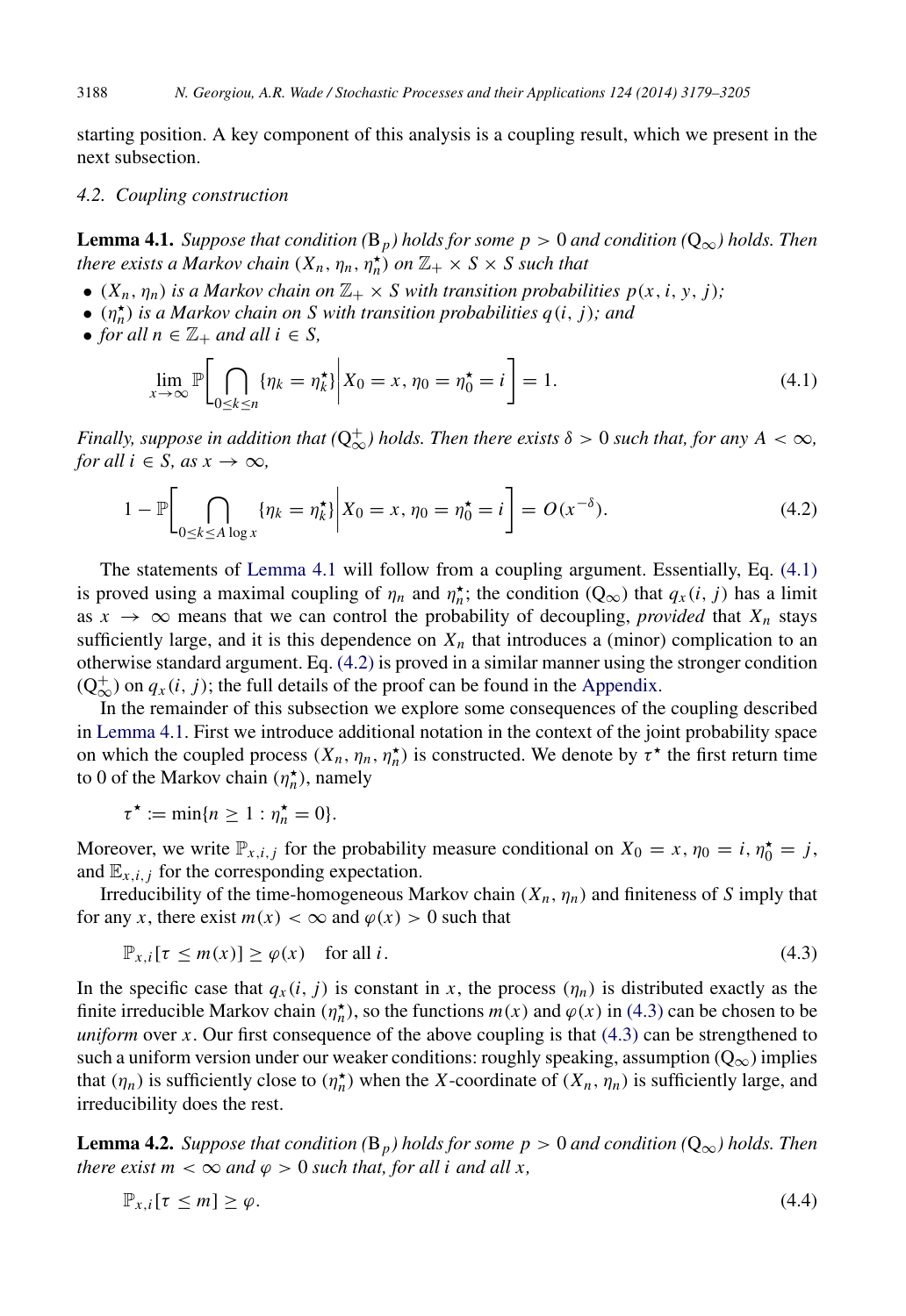starting position. A key component of this analysis is a coupling result, which we present in the next subsection.

### 4.2. Coupling construction

**Lemma 4.1.** *Suppose that condition* ($\mathrm{B}_p$) *holds for some* $p > 0$ *and condition* ($\mathrm{Q}_\infty$) *holds. Then there exists a Markov chain* $(X_n, \eta_n, \eta_n^\star)$ *on* $\mathbb{Z}_+ \times S \times S$ *such that*

- $(X_n, \eta_n)$ *is a Markov chain on* $\mathbb{Z}_+ \times S$ *with transition probabilities* $p(x, i, y, j)$*;*
- $(\eta_n^\star)$ *is a Markov chain on* $S$ *with transition probabilities* $q(i, j)$*; and*
- *for all* $n \in \mathbb{Z}_+$ *and all* $i \in S$*,*

$$\lim_{x \to \infty} \mathbb{P}\left[ \bigcap_{0 \le k \le n} \{\eta_k = \eta_k^\star\} \middle| X_0 = x, \eta_0 = \eta_0^\star = i \right] = 1. \tag{4.1}$$

*Finally, suppose in addition that* ($\mathrm{Q}_\infty^+$) *holds. Then there exists* $\delta > 0$ *such that, for any* $A < \infty$*, for all* $i \in S$*, as* $x \to \infty$*,*

$$1 - \mathbb{P}\left[ \bigcap_{0 \le k \le A \log x} \{\eta_k = \eta_k^\star\} \middle| X_0 = x, \eta_0 = \eta_0^\star = i \right] = O(x^{-\delta}). \tag{4.2}$$

The statements of Lemma 4.1 will follow from a coupling argument. Essentially, Eq. (4.1) is proved using a maximal coupling of $\eta_n$ and $\eta_n^\star$; the condition ($\mathrm{Q}_\infty$) that $q_x(i, j)$ has a limit as $x \to \infty$ means that we can control the probability of decoupling, *provided* that $X_n$ stays sufficiently large, and it is this dependence on $X_n$ that introduces a (minor) complication to an otherwise standard argument. Eq. (4.2) is proved in a similar manner using the stronger condition ($\mathrm{Q}_\infty^+$) on $q_x(i, j)$; the full details of the proof can be found in the Appendix.

In the remainder of this subsection we explore some consequences of the coupling described in Lemma 4.1. First we introduce additional notation in the context of the joint probability space on which the coupled process $(X_n, \eta_n, \eta_n^\star)$ is constructed. We denote by $\tau^\star$ the first return time to 0 of the Markov chain $(\eta_n^\star)$, namely

$$\tau^\star := \min\{n \ge 1 : \eta_n^\star = 0\}.$$

Moreover, we write $\mathbb{P}_{x,i,j}$ for the probability measure conditional on $X_0 = x$, $\eta_0 = i$, $\eta_0^\star = j$, and $\mathbb{E}_{x,i,j}$ for the corresponding expectation.

Irreducibility of the time-homogeneous Markov chain $(X_n, \eta_n)$ and finiteness of $S$ imply that for any $x$, there exist $m(x) < \infty$ and $\varphi(x) > 0$ such that

$$\mathbb{P}_{x,i}[\tau \le m(x)] \ge \varphi(x) \quad \text{for all } i. \tag{4.3}$$

In the specific case that $q_x(i, j)$ is constant in $x$, the process $(\eta_n)$ is distributed exactly as the finite irreducible Markov chain $(\eta_n^\star)$, so the functions $m(x)$ and $\varphi(x)$ in (4.3) can be chosen to be *uniform* over $x$. Our first consequence of the above coupling is that (4.3) can be strengthened to such a uniform version under our weaker conditions: roughly speaking, assumption ($\mathrm{Q}_\infty$) implies that $(\eta_n)$ is sufficiently close to $(\eta_n^\star)$ when the $X$-coordinate of $(X_n, \eta_n)$ is sufficiently large, and irreducibility does the rest.

**Lemma 4.2.** *Suppose that condition* ($\mathrm{B}_p$) *holds for some* $p > 0$ *and condition* ($\mathrm{Q}_\infty$) *holds. Then there exist* $m < \infty$ *and* $\varphi > 0$ *such that, for all* $i$ *and all* $x$*,*

$$\mathbb{P}_{x,i}[\tau \le m] \ge \varphi. \tag{4.4}$$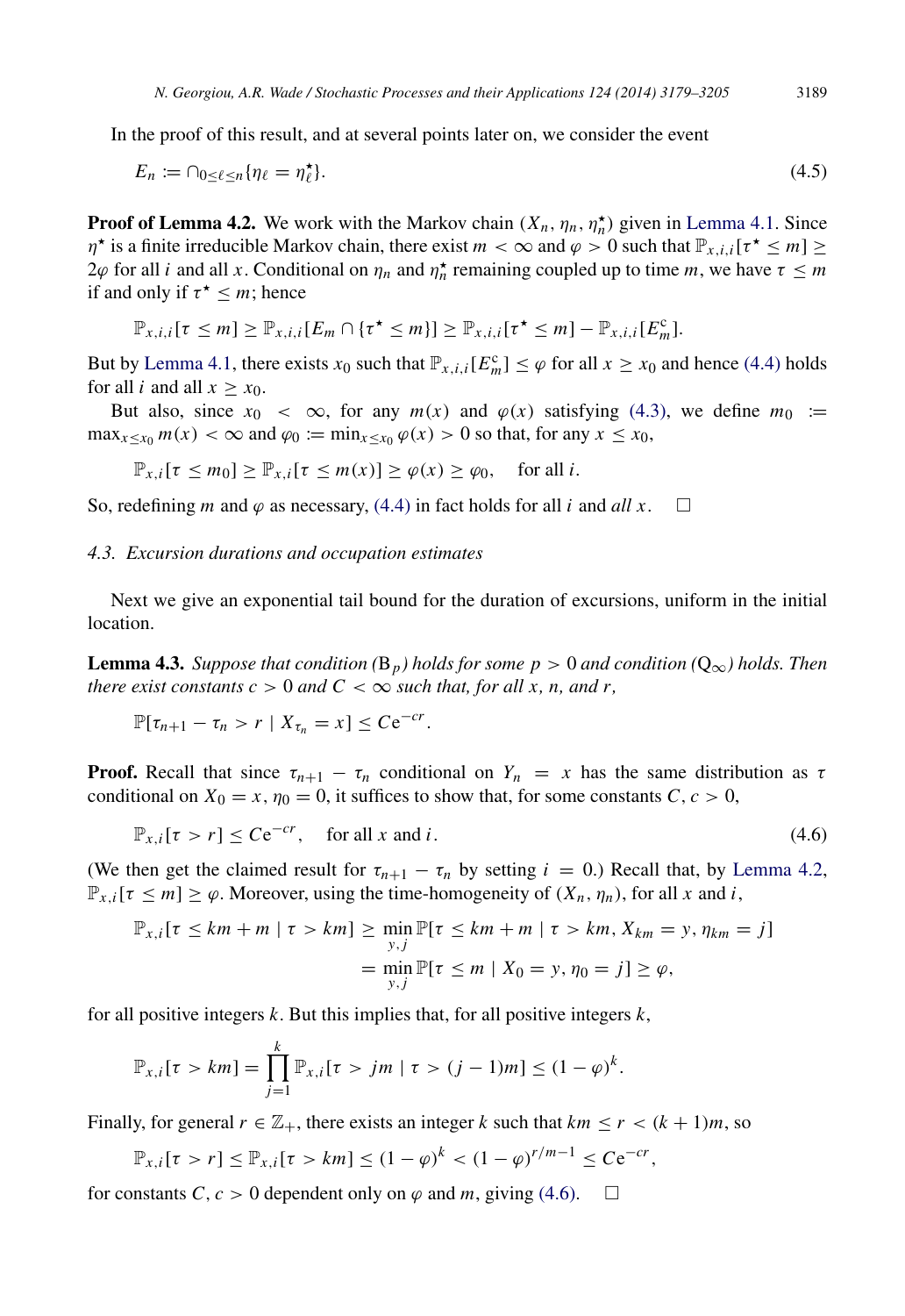In the proof of this result, and at several points later on, we consider the event

$$E_n := \cap_{0 \le \ell \le n} \{\eta_\ell = \eta^\star_\ell\}. \tag{4.5}$$

**Proof of Lemma 4.2.** We work with the Markov chain $(X_n, \eta_n, \eta^\star_n)$ given in Lemma 4.1. Since $\eta^\star$ is a finite irreducible Markov chain, there exist $m < \infty$ and $\varphi > 0$ such that $\mathbb{P}_{x,i,i}[\tau^\star \le m] \ge 2\varphi$ for all $i$ and all $x$. Conditional on $\eta_n$ and $\eta^\star_n$ remaining coupled up to time $m$, we have $\tau \le m$ if and only if $\tau^\star \le m$; hence

$$\mathbb{P}_{x,i,i}[\tau \le m] \ge \mathbb{P}_{x,i,i}[E_m \cap \{\tau^\star \le m\}] \ge \mathbb{P}_{x,i,i}[\tau^\star \le m] - \mathbb{P}_{x,i,i}[E^{\rm c}_m].$$

But by Lemma 4.1, there exists $x_0$ such that $\mathbb{P}_{x,i,i}[E^{\rm c}_m] \le \varphi$ for all $x \ge x_0$ and hence (4.4) holds for all $i$ and all $x \ge x_0$.

But also, since $x_0 < \infty$, for any $m(x)$ and $\varphi(x)$ satisfying (4.3), we define $m_0 := \max_{x \le x_0} m(x) < \infty$ and $\varphi_0 := \min_{x \le x_0} \varphi(x) > 0$ so that, for any $x \le x_0$,

$$\mathbb{P}_{x,i}[\tau \le m_0] \ge \mathbb{P}_{x,i}[\tau \le m(x)] \ge \varphi(x) \ge \varphi_0, \quad \text{for all } i.$$

So, redefining $m$ and $\varphi$ as necessary, (4.4) in fact holds for all $i$ and *all* $x$. $\square$

### 4.3. Excursion durations and occupation estimates

Next we give an exponential tail bound for the duration of excursions, uniform in the initial location.

**Lemma 4.3.** *Suppose that condition* ($\mathrm{B}_p$) *holds for some* $p > 0$ *and condition* ($\mathrm{Q}_\infty$) *holds. Then there exist constants* $c > 0$ *and* $C < \infty$ *such that, for all* $x$, $n$, *and* $r$,

$$\mathbb{P}[\tau_{n+1} - \tau_n > r \mid X_{\tau_n} = x] \le C \mathrm{e}^{-cr}.$$

**Proof.** Recall that since $\tau_{n+1} - \tau_n$ conditional on $Y_n = x$ has the same distribution as $\tau$ conditional on $X_0 = x$, $\eta_0 = 0$, it suffices to show that, for some constants $C, c > 0$,

$$\mathbb{P}_{x,i}[\tau > r] \le C\mathrm{e}^{-cr}, \quad \text{for all } x \text{ and } i. \tag{4.6}$$

(We then get the claimed result for $\tau_{n+1} - \tau_n$ by setting $i = 0$.) Recall that, by Lemma 4.2, $\mathbb{P}_{x,i}[\tau \le m] \ge \varphi$. Moreover, using the time-homogeneity of $(X_n, \eta_n)$, for all $x$ and $i$,

$$\begin{aligned}
\mathbb{P}_{x,i}[\tau \le km + m \mid \tau > km] &\ge \min_{y,j} \mathbb{P}[\tau \le km + m \mid \tau > km, X_{km} = y, \eta_{km} = j] \\
&= \min_{y,j} \mathbb{P}[\tau \le m \mid X_0 = y, \eta_0 = j] \ge \varphi,
\end{aligned}$$

for all positive integers $k$. But this implies that, for all positive integers $k$,

$$\mathbb{P}_{x,i}[\tau > km] = \prod_{j=1}^{k} \mathbb{P}_{x,i}[\tau > jm \mid \tau > (j-1)m] \le (1-\varphi)^k.$$

Finally, for general $r \in \mathbb{Z}_+$, there exists an integer $k$ such that $km \le r < (k+1)m$, so

$$\mathbb{P}_{x,i}[\tau > r] \le \mathbb{P}_{x,i}[\tau > km] \le (1-\varphi)^k < (1-\varphi)^{r/m-1} \le C\mathrm{e}^{-cr},$$

for constants $C, c > 0$ dependent only on $\varphi$ and $m$, giving (4.6). $\square$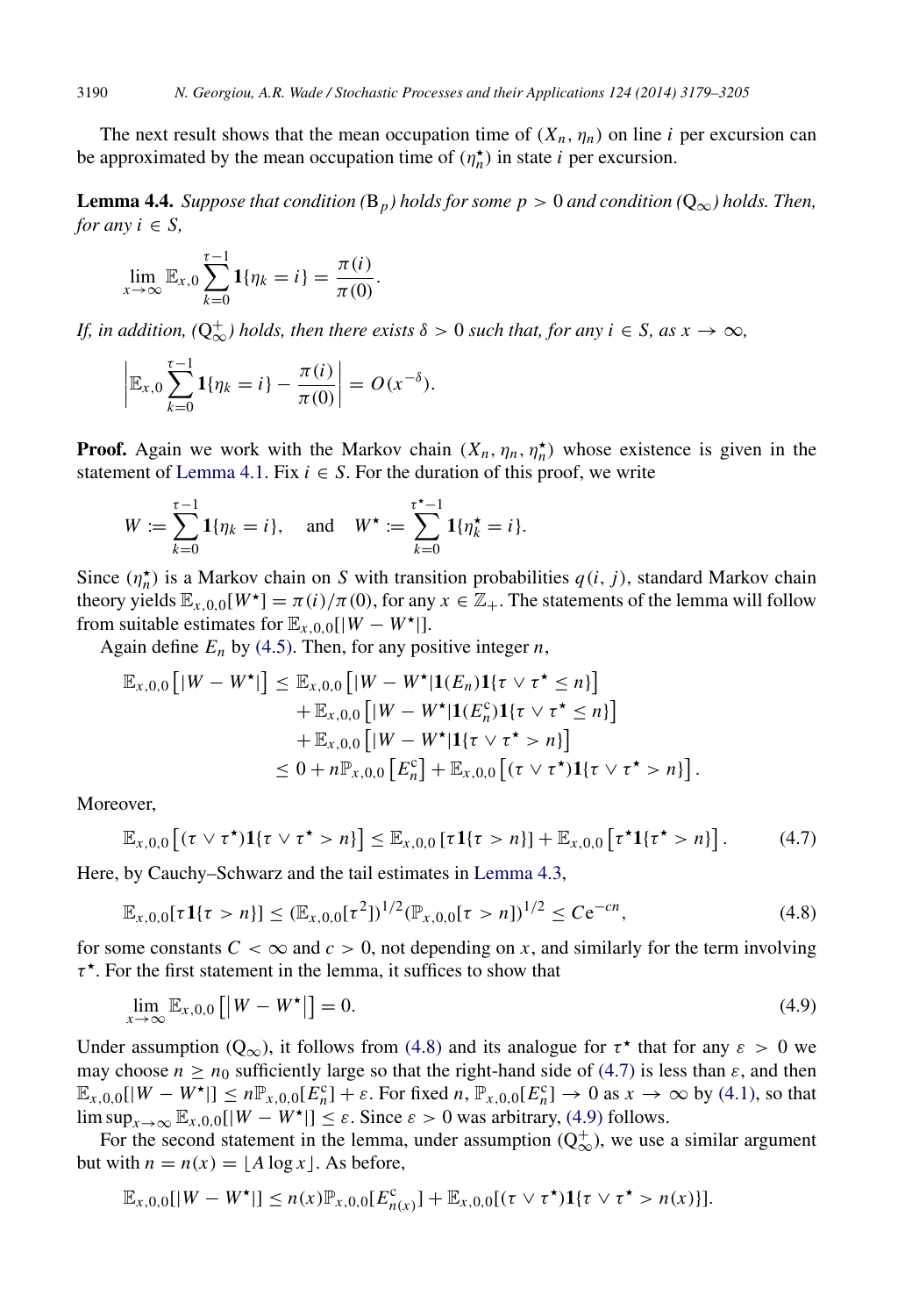The next result shows that the mean occupation time of $(X_n, \eta_n)$ on line $i$ per excursion can be approximated by the mean occupation time of $(\eta_n^\star)$ in state $i$ per excursion.

**Lemma 4.4.** *Suppose that condition* ($\mathrm{B}_p$) *holds for some* $p > 0$ *and condition* ($\mathrm{Q}_\infty$) *holds. Then, for any* $i \in S$,

$$\lim_{x\to\infty} \mathbb{E}_{x,0} \sum_{k=0}^{\tau-1} \mathbf{1}\{\eta_k = i\} = \frac{\pi(i)}{\pi(0)}.$$

*If, in addition,* ($\mathrm{Q}_\infty^+$) *holds, then there exists* $\delta > 0$ *such that, for any* $i \in S$*, as* $x \to \infty$,

$$\left| \mathbb{E}_{x,0} \sum_{k=0}^{\tau-1} \mathbf{1}\{\eta_k = i\} - \frac{\pi(i)}{\pi(0)} \right| = O(x^{-\delta}).$$

**Proof.** Again we work with the Markov chain $(X_n, \eta_n, \eta_n^\star)$ whose existence is given in the statement of Lemma 4.1. Fix $i \in S$. For the duration of this proof, we write

$$W := \sum_{k=0}^{\tau-1} \mathbf{1}\{\eta_k = i\}, \quad \text{and} \quad W^\star := \sum_{k=0}^{\tau^\star-1} \mathbf{1}\{\eta_k^\star = i\}.$$

Since $(\eta_n^\star)$ is a Markov chain on $S$ with transition probabilities $q(i, j)$, standard Markov chain theory yields $\mathbb{E}_{x,0,0}[W^\star] = \pi(i)/\pi(0)$, for any $x \in \mathbb{Z}_+$. The statements of the lemma will follow from suitable estimates for $\mathbb{E}_{x,0,0}[|W - W^\star|]$.

Again define $E_n$ by (4.5). Then, for any positive integer $n$,

$$\begin{aligned}
\mathbb{E}_{x,0,0}\left[|W - W^\star|\right] &\le \mathbb{E}_{x,0,0}\left[|W - W^\star| \mathbf{1}(E_n) \mathbf{1}\{\tau \vee \tau^\star \le n\}\right] \\
&\quad + \mathbb{E}_{x,0,0}\left[|W - W^\star| \mathbf{1}(E_n^{\mathrm{c}}) \mathbf{1}\{\tau \vee \tau^\star \le n\}\right] \\
&\quad + \mathbb{E}_{x,0,0}\left[|W - W^\star| \mathbf{1}\{\tau \vee \tau^\star > n\}\right] \\
&\le 0 + n\mathbb{P}_{x,0,0}\left[E_n^{\mathrm{c}}\right] + \mathbb{E}_{x,0,0}\left[(\tau \vee \tau^\star) \mathbf{1}\{\tau \vee \tau^\star > n\}\right].
\end{aligned}$$

Moreover,

$$\mathbb{E}_{x,0,0}\left[(\tau \vee \tau^\star) \mathbf{1}\{\tau \vee \tau^\star > n\}\right] \le \mathbb{E}_{x,0,0}\left[\tau \mathbf{1}\{\tau > n\}\right] + \mathbb{E}_{x,0,0}\left[\tau^\star \mathbf{1}\{\tau^\star > n\}\right]. \tag{4.7}$$

Here, by Cauchy–Schwarz and the tail estimates in Lemma 4.3,

$$\mathbb{E}_{x,0,0}[\tau \mathbf{1}\{\tau > n\}] \le (\mathbb{E}_{x,0,0}[\tau^2])^{1/2} (\mathbb{P}_{x,0,0}[\tau > n])^{1/2} \le C\mathrm{e}^{-cn}, \tag{4.8}$$

for some constants $C < \infty$ and $c > 0$, not depending on $x$, and similarly for the term involving $\tau^\star$. For the first statement in the lemma, it suffices to show that

$$\lim_{x\to\infty} \mathbb{E}_{x,0,0}\left[|W - W^\star|\right] = 0. \tag{4.9}$$

Under assumption ($\mathrm{Q}_\infty$), it follows from (4.8) and its analogue for $\tau^\star$ that for any $\varepsilon > 0$ we may choose $n \ge n_0$ sufficiently large so that the right-hand side of (4.7) is less than $\varepsilon$, and then $\mathbb{E}_{x,0,0}[|W - W^\star|] \le n\mathbb{P}_{x,0,0}[E_n^{\mathrm{c}}] + \varepsilon$. For fixed $n$, $\mathbb{P}_{x,0,0}[E_n^{\mathrm{c}}] \to 0$ as $x \to \infty$ by (4.1), so that $\limsup_{x\to\infty} \mathbb{E}_{x,0,0}[|W - W^\star|] \le \varepsilon$. Since $\varepsilon > 0$ was arbitrary, (4.9) follows.

For the second statement in the lemma, under assumption ($\mathrm{Q}_\infty^+$), we use a similar argument but with $n = n(x) = \lfloor A \log x \rfloor$. As before,

$$\mathbb{E}_{x,0,0}[|W - W^\star|] \le n(x)\mathbb{P}_{x,0,0}[E_{n(x)}^{\mathrm{c}}] + \mathbb{E}_{x,0,0}[(\tau \vee \tau^\star) \mathbf{1}\{\tau \vee \tau^\star > n(x)\}].$$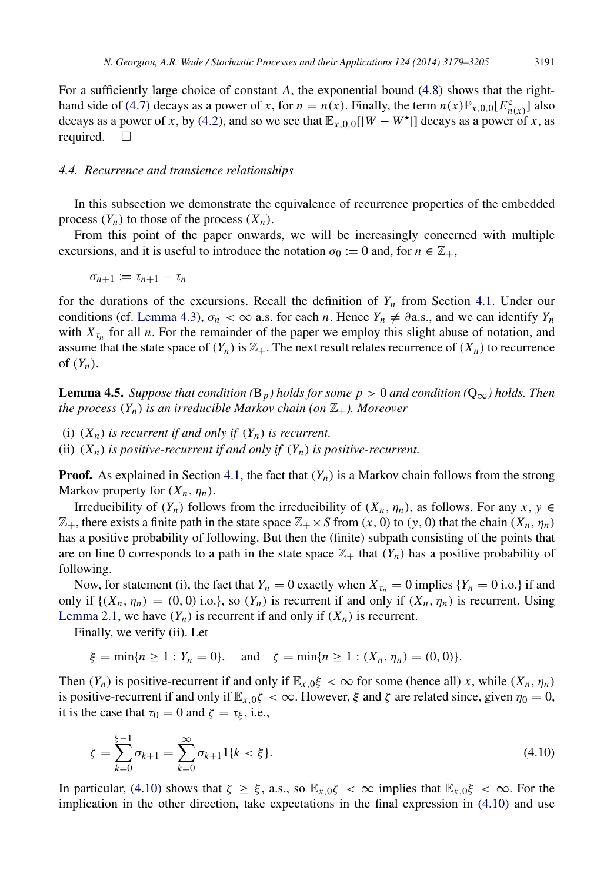For a sufficiently large choice of constant $A$, the exponential bound (4.8) shows that the right-hand side of (4.7) decays as a power of $x$, for $n = n(x)$. Finally, the term $n(x)\mathbb{P}_{x,0,0}[E^{\rm c}_{n(x)}]$ also decays as a power of $x$, by (4.2), and so we see that $\mathbb{E}_{x,0,0}[|W - W^\star|]$ decays as a power of $x$, as required. $\square$

### 4.4. Recurrence and transience relationships

In this subsection we demonstrate the equivalence of recurrence properties of the embedded process $(Y_n)$ to those of the process $(X_n)$.

From this point of the paper onwards, we will be increasingly concerned with multiple excursions, and it is useful to introduce the notation $\sigma_0 := 0$ and, for $n \in \mathbb{Z}_+$,

$$\sigma_{n+1} := \tau_{n+1} - \tau_n$$

for the durations of the excursions. Recall the definition of $Y_n$ from Section 4.1. Under our conditions (cf. Lemma 4.3), $\sigma_n < \infty$ a.s. for each $n$. Hence $Y_n \neq \partial$ a.s., and we can identify $Y_n$ with $X_{\tau_n}$ for all $n$. For the remainder of the paper we employ this slight abuse of notation, and assume that the state space of $(Y_n)$ is $\mathbb{Z}_+$. The next result relates recurrence of $(X_n)$ to recurrence of $(Y_n)$.

**Lemma 4.5.** *Suppose that condition* ($\mathrm{B}_p$) *holds for some* $p > 0$ *and condition* ($\mathrm{Q}_\infty$) *holds. Then the process* $(Y_n)$ *is an irreducible Markov chain (on* $\mathbb{Z}_+$*). Moreover*

(i) $(X_n)$ *is recurrent if and only if* $(Y_n)$ *is recurrent.*
(ii) $(X_n)$ *is positive-recurrent if and only if* $(Y_n)$ *is positive-recurrent.*

**Proof.** As explained in Section 4.1, the fact that $(Y_n)$ is a Markov chain follows from the strong Markov property for $(X_n, \eta_n)$.

Irreducibility of $(Y_n)$ follows from the irreducibility of $(X_n, \eta_n)$, as follows. For any $x, y \in \mathbb{Z}_+$, there exists a finite path in the state space $\mathbb{Z}_+ \times S$ from $(x, 0)$ to $(y, 0)$ that the chain $(X_n, \eta_n)$ has a positive probability of following. But then the (finite) subpath consisting of the points that are on line 0 corresponds to a path in the state space $\mathbb{Z}_+$ that $(Y_n)$ has a positive probability of following.

Now, for statement (i), the fact that $Y_n = 0$ exactly when $X_{\tau_n} = 0$ implies $\{Y_n = 0 \text{ i.o.}\}$ if and only if $\{(X_n, \eta_n) = (0, 0) \text{ i.o.}\}$, so $(Y_n)$ is recurrent if and only if $(X_n, \eta_n)$ is recurrent. Using Lemma 2.1, we have $(Y_n)$ is recurrent if and only if $(X_n)$ is recurrent.

Finally, we verify (ii). Let

$$\xi = \min\{n \geq 1 : Y_n = 0\}, \quad \text{and} \quad \zeta = \min\{n \geq 1 : (X_n, \eta_n) = (0, 0)\}.$$

Then $(Y_n)$ is positive-recurrent if and only if $\mathbb{E}_{x,0}\xi < \infty$ for some (hence all) $x$, while $(X_n, \eta_n)$ is positive-recurrent if and only if $\mathbb{E}_{x,0}\zeta < \infty$. However, $\xi$ and $\zeta$ are related since, given $\eta_0 = 0$, it is the case that $\tau_0 = 0$ and $\zeta = \tau_\xi$, i.e.,

$$\zeta = \sum_{k=0}^{\xi-1} \sigma_{k+1} = \sum_{k=0}^{\infty} \sigma_{k+1} \mathbf{1}\{k < \xi\}. \tag{4.10}$$

In particular, (4.10) shows that $\zeta \geq \xi$, a.s., so $\mathbb{E}_{x,0}\zeta < \infty$ implies that $\mathbb{E}_{x,0}\xi < \infty$. For the implication in the other direction, take expectations in the final expression in (4.10) and use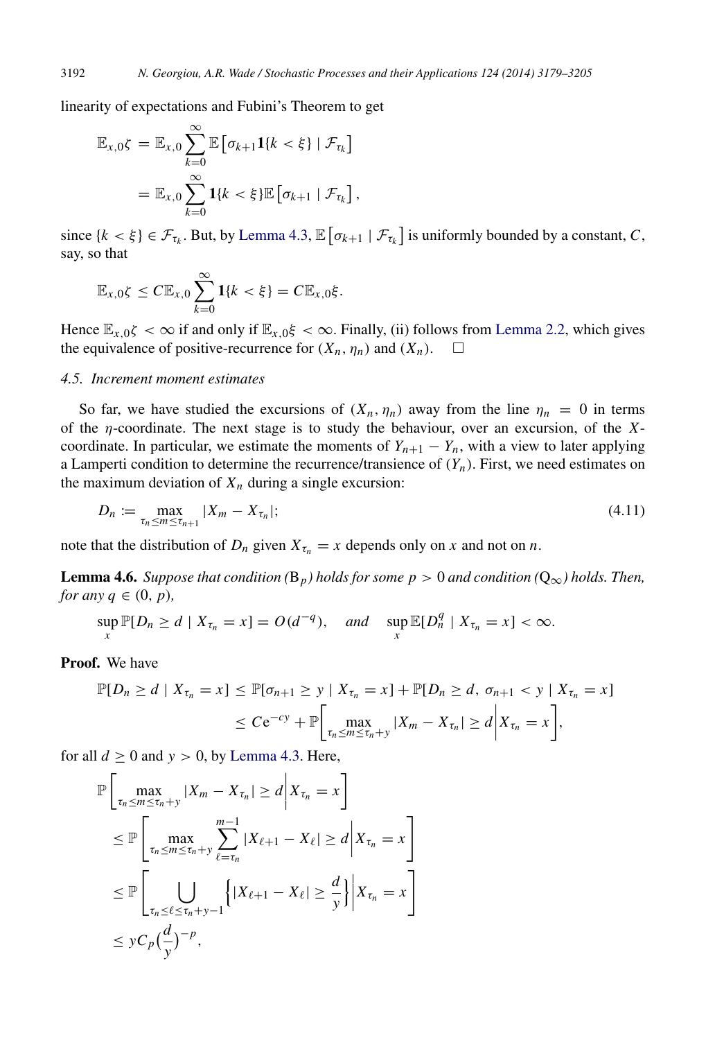linearity of expectations and Fubini's Theorem to get

$$\mathbb{E}_{x,0}\zeta = \mathbb{E}_{x,0}\sum_{k=0}^{\infty}\mathbb{E}\left[\sigma_{k+1}\mathbf{1}\{k<\xi\} \mid \mathcal{F}_{\tau_k}\right]$$
$$= \mathbb{E}_{x,0}\sum_{k=0}^{\infty}\mathbf{1}\{k<\xi\}\mathbb{E}\left[\sigma_{k+1} \mid \mathcal{F}_{\tau_k}\right],$$

since $\{k<\xi\} \in \mathcal{F}_{\tau_k}$. But, by Lemma 4.3, $\mathbb{E}\left[\sigma_{k+1} \mid \mathcal{F}_{\tau_k}\right]$ is uniformly bounded by a constant, $C$, say, so that

$$\mathbb{E}_{x,0}\zeta \le C\mathbb{E}_{x,0}\sum_{k=0}^{\infty}\mathbf{1}\{k<\xi\} = C\mathbb{E}_{x,0}\xi.$$

Hence $\mathbb{E}_{x,0}\zeta < \infty$ if and only if $\mathbb{E}_{x,0}\xi < \infty$. Finally, (ii) follows from Lemma 2.2, which gives the equivalence of positive-recurrence for $(X_n, \eta_n)$ and $(X_n)$. $\square$

### 4.5. Increment moment estimates

So far, we have studied the excursions of $(X_n, \eta_n)$ away from the line $\eta_n = 0$ in terms of the $\eta$-coordinate. The next stage is to study the behaviour, over an excursion, of the $X$-coordinate. In particular, we estimate the moments of $Y_{n+1} - Y_n$, with a view to later applying a Lamperti condition to determine the recurrence/transience of $(Y_n)$. First, we need estimates on the maximum deviation of $X_n$ during a single excursion:

$$D_n := \max_{\tau_n \le m \le \tau_{n+1}} |X_m - X_{\tau_n}|; \tag{4.11}$$

note that the distribution of $D_n$ given $X_{\tau_n} = x$ depends only on $x$ and not on $n$.

**Lemma 4.6.** *Suppose that condition* ($\mathrm{B}_p$) *holds for some* $p > 0$ *and condition* ($\mathrm{Q}_\infty$) *holds. Then, for any* $q \in (0, p)$,

$$\sup_x \mathbb{P}[D_n \ge d \mid X_{\tau_n} = x] = O(d^{-q}), \quad \textit{and} \quad \sup_x \mathbb{E}[D_n^q \mid X_{\tau_n} = x] < \infty.$$

**Proof.** We have

$$\mathbb{P}[D_n \ge d \mid X_{\tau_n} = x] \le \mathbb{P}[\sigma_{n+1} \ge y \mid X_{\tau_n} = x] + \mathbb{P}[D_n \ge d,\ \sigma_{n+1} < y \mid X_{\tau_n} = x]$$
$$\le C\mathrm{e}^{-cy} + \mathbb{P}\left[\max_{\tau_n \le m \le \tau_n + y} |X_m - X_{\tau_n}| \ge d \,\middle|\, X_{\tau_n} = x\right],$$

for all $d \ge 0$ and $y > 0$, by Lemma 4.3. Here,

$$\mathbb{P}\left[\max_{\tau_n \le m \le \tau_n + y} |X_m - X_{\tau_n}| \ge d \,\middle|\, X_{\tau_n} = x\right]$$
$$\le \mathbb{P}\left[\max_{\tau_n \le m \le \tau_n + y} \sum_{\ell=\tau_n}^{m-1} |X_{\ell+1} - X_\ell| \ge d \,\middle|\, X_{\tau_n} = x\right]$$
$$\le \mathbb{P}\left[\bigcup_{\tau_n \le \ell \le \tau_n + y - 1} \left\{|X_{\ell+1} - X_\ell| \ge \frac{d}{y}\right\} \,\middle|\, X_{\tau_n} = x\right]$$
$$\le yC_p\left(\frac{d}{y}\right)^{-p},$$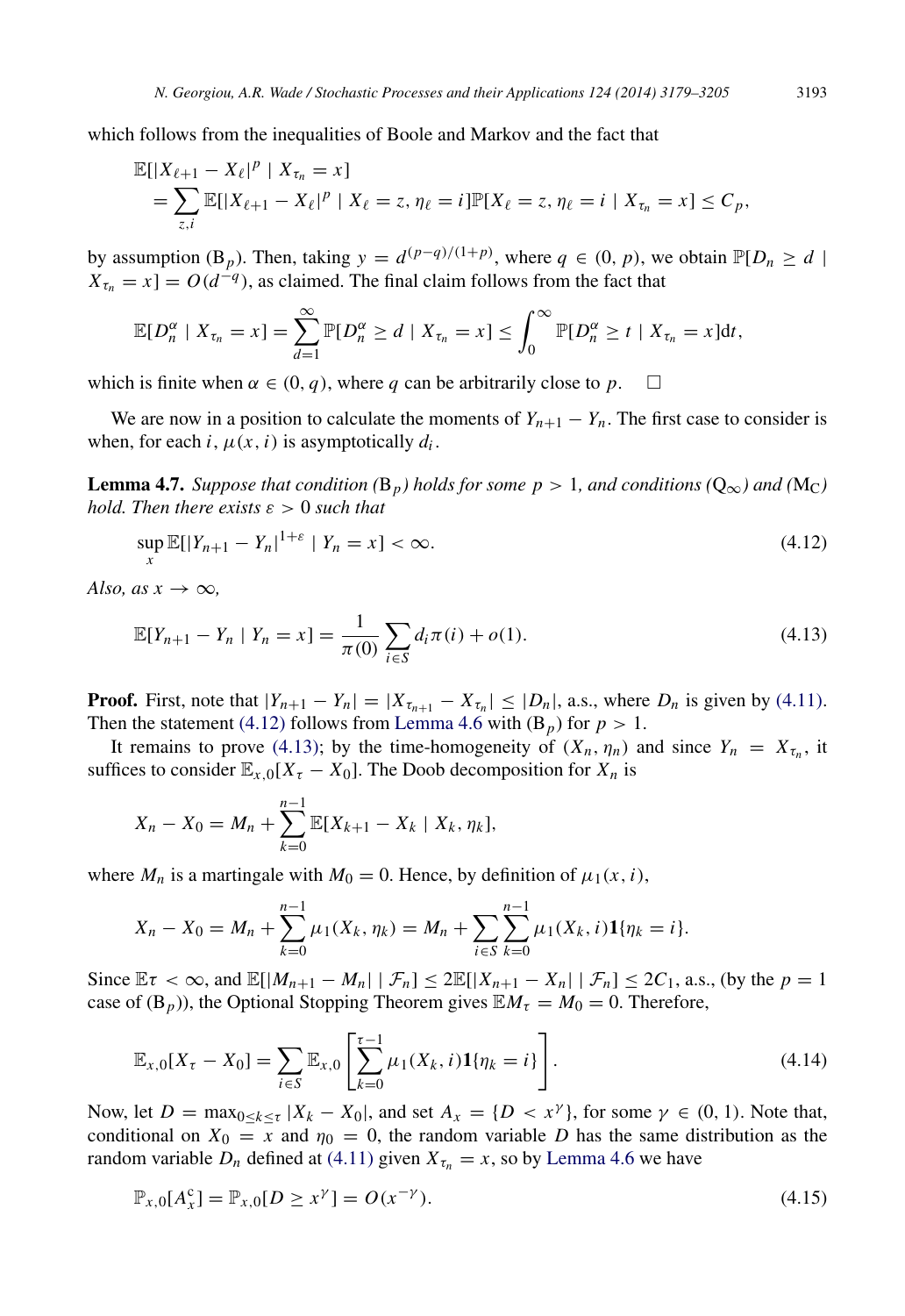which follows from the inequalities of Boole and Markov and the fact that

$$\begin{aligned}
&\mathbb{E}[|X_{\ell+1} - X_\ell|^p \mid X_{\tau_n} = x] \\
&\quad = \sum_{z,i} \mathbb{E}[|X_{\ell+1} - X_\ell|^p \mid X_\ell = z, \eta_\ell = i] \mathbb{P}[X_\ell = z, \eta_\ell = i \mid X_{\tau_n} = x] \leq C_p,
\end{aligned}$$

by assumption (B$_p$). Then, taking $y = d^{(p-q)/(1+p)}$, where $q \in (0, p)$, we obtain $\mathbb{P}[D_n \geq d \mid X_{\tau_n} = x] = O(d^{-q})$, as claimed. The final claim follows from the fact that

$$\mathbb{E}[D_n^\alpha \mid X_{\tau_n} = x] = \sum_{d=1}^{\infty} \mathbb{P}[D_n^\alpha \geq d \mid X_{\tau_n} = x] \leq \int_0^\infty \mathbb{P}[D_n^\alpha \geq t \mid X_{\tau_n} = x] \mathrm{d}t,$$

which is finite when $\alpha \in (0, q)$, where $q$ can be arbitrarily close to $p$. □

We are now in a position to calculate the moments of $Y_{n+1} - Y_n$. The first case to consider is when, for each $i$, $\mu(x, i)$ is asymptotically $d_i$.

**Lemma 4.7.** *Suppose that condition* (B$_p$) *holds for some* $p > 1$*, and conditions* (Q$_\infty$) *and* (M$_\mathrm{C}$) *hold. Then there exists* $\varepsilon > 0$ *such that*

$$\sup_x \mathbb{E}[|Y_{n+1} - Y_n|^{1+\varepsilon} \mid Y_n = x] < \infty. \tag{4.12}$$

*Also, as* $x \to \infty$,

$$\mathbb{E}[Y_{n+1} - Y_n \mid Y_n = x] = \frac{1}{\pi(0)} \sum_{i \in S} d_i \pi(i) + o(1). \tag{4.13}$$

**Proof.** First, note that $|Y_{n+1} - Y_n| = |X_{\tau_{n+1}} - X_{\tau_n}| \leq |D_n|$, a.s., where $D_n$ is given by (4.11). Then the statement (4.12) follows from Lemma 4.6 with (B$_p$) for $p > 1$.

It remains to prove (4.13); by the time-homogeneity of $(X_n, \eta_n)$ and since $Y_n = X_{\tau_n}$, it suffices to consider $\mathbb{E}_{x,0}[X_\tau - X_0]$. The Doob decomposition for $X_n$ is

$$X_n - X_0 = M_n + \sum_{k=0}^{n-1} \mathbb{E}[X_{k+1} - X_k \mid X_k, \eta_k],$$

where $M_n$ is a martingale with $M_0 = 0$. Hence, by definition of $\mu_1(x, i)$,

$$X_n - X_0 = M_n + \sum_{k=0}^{n-1} \mu_1(X_k, \eta_k) = M_n + \sum_{i \in S} \sum_{k=0}^{n-1} \mu_1(X_k, i) \mathbf{1}\{\eta_k = i\}.$$

Since $\mathbb{E}\tau < \infty$, and $\mathbb{E}[|M_{n+1} - M_n| \mid \mathcal{F}_n] \leq 2\mathbb{E}[|X_{n+1} - X_n| \mid \mathcal{F}_n] \leq 2C_1$, a.s., (by the $p = 1$ case of (B$_p$)), the Optional Stopping Theorem gives $\mathbb{E}M_\tau = M_0 = 0$. Therefore,

$$\mathbb{E}_{x,0}[X_\tau - X_0] = \sum_{i \in S} \mathbb{E}_{x,0}\left[\sum_{k=0}^{\tau-1} \mu_1(X_k, i) \mathbf{1}\{\eta_k = i\}\right]. \tag{4.14}$$

Now, let $D = \max_{0 \leq k \leq \tau} |X_k - X_0|$, and set $A_x = \{D < x^\gamma\}$, for some $\gamma \in (0, 1)$. Note that, conditional on $X_0 = x$ and $\eta_0 = 0$, the random variable $D$ has the same distribution as the random variable $D_n$ defined at (4.11) given $X_{\tau_n} = x$, so by Lemma 4.6 we have

$$\mathbb{P}_{x,0}[A_x^\mathrm{c}] = \mathbb{P}_{x,0}[D \geq x^\gamma] = O(x^{-\gamma}). \tag{4.15}$$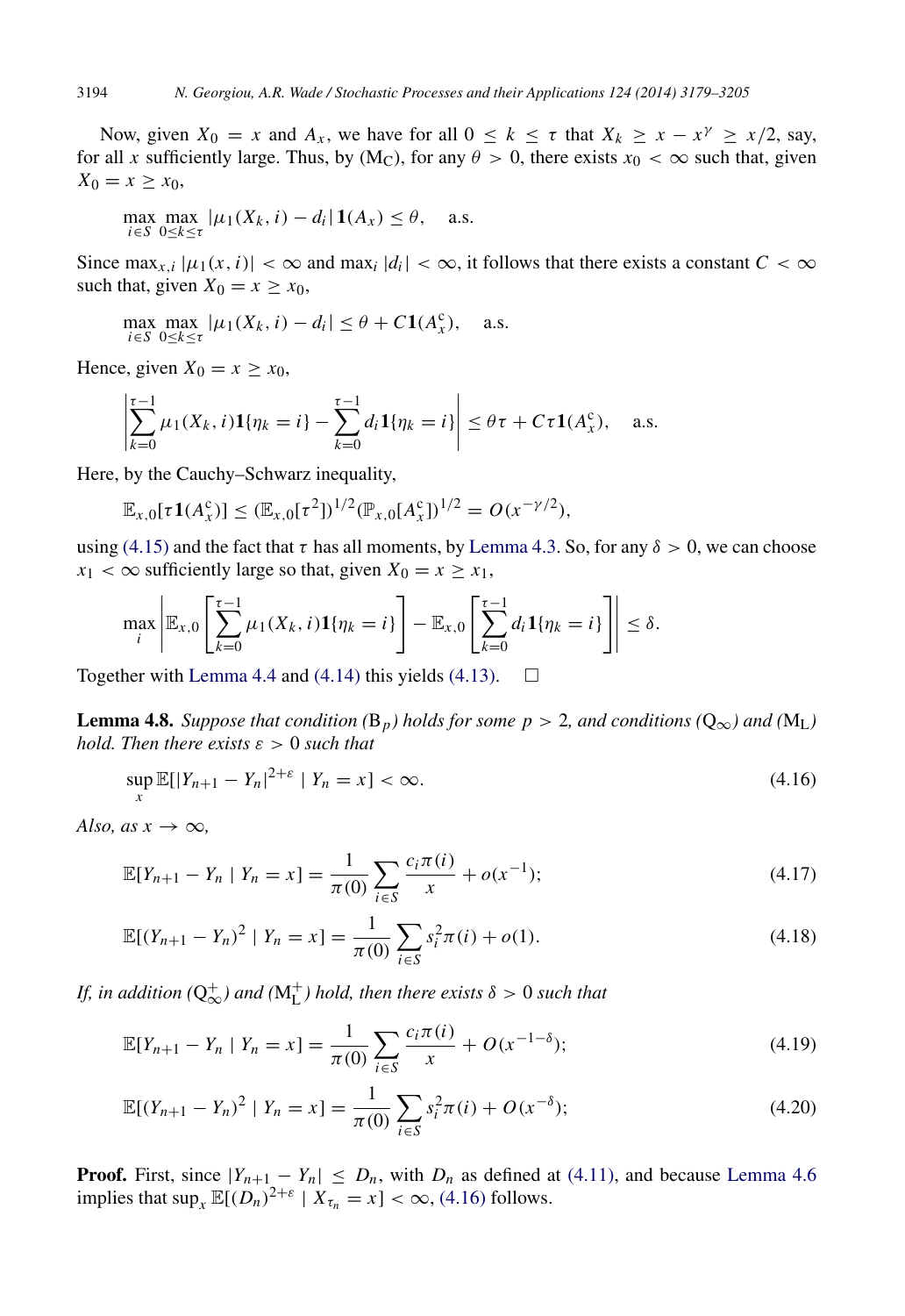Now, given $X_0 = x$ and $A_x$, we have for all $0 \leq k \leq \tau$ that $X_k \geq x - x^\gamma \geq x/2$, say, for all $x$ sufficiently large. Thus, by (M$_\text{C}$), for any $\theta > 0$, there exists $x_0 < \infty$ such that, given $X_0 = x \geq x_0$,

$$\max_{i \in S} \max_{0 \leq k \leq \tau} |\mu_1(X_k, i) - d_i| \mathbf{1}(A_x) \leq \theta, \quad \text{a.s.}$$

Since $\max_{x,i} |\mu_1(x, i)| < \infty$ and $\max_i |d_i| < \infty$, it follows that there exists a constant $C < \infty$ such that, given $X_0 = x \geq x_0$,

$$\max_{i \in S} \max_{0 \leq k \leq \tau} |\mu_1(X_k, i) - d_i| \leq \theta + C\mathbf{1}(A_x^c), \quad \text{a.s.}$$

Hence, given $X_0 = x \geq x_0$,

$$\left| \sum_{k=0}^{\tau-1} \mu_1(X_k, i)\mathbf{1}\{\eta_k = i\} - \sum_{k=0}^{\tau-1} d_i \mathbf{1}\{\eta_k = i\} \right| \leq \theta\tau + C\tau\mathbf{1}(A_x^c), \quad \text{a.s.}$$

Here, by the Cauchy–Schwarz inequality,

$$\mathbb{E}_{x,0}[\tau \mathbf{1}(A_x^c)] \leq (\mathbb{E}_{x,0}[\tau^2])^{1/2} (\mathbb{P}_{x,0}[A_x^c])^{1/2} = O(x^{-\gamma/2}),$$

using (4.15) and the fact that $\tau$ has all moments, by Lemma 4.3. So, for any $\delta > 0$, we can choose $x_1 < \infty$ sufficiently large so that, given $X_0 = x \geq x_1$,

$$\max_i \left| \mathbb{E}_{x,0}\left[ \sum_{k=0}^{\tau-1} \mu_1(X_k, i)\mathbf{1}\{\eta_k = i\} \right] - \mathbb{E}_{x,0}\left[ \sum_{k=0}^{\tau-1} d_i \mathbf{1}\{\eta_k = i\} \right] \right| \leq \delta.$$

Together with Lemma 4.4 and (4.14) this yields (4.13). □

**Lemma 4.8.** *Suppose that condition* (B$_p$) *holds for some* $p > 2$, *and conditions* (Q$_\infty$) *and* (M$_\text{L}$) *hold. Then there exists* $\varepsilon > 0$ *such that*

$$\sup_x \mathbb{E}[|Y_{n+1} - Y_n|^{2+\varepsilon} \mid Y_n = x] < \infty. \tag{4.16}$$

*Also, as* $x \to \infty$,

$$\mathbb{E}[Y_{n+1} - Y_n \mid Y_n = x] = \frac{1}{\pi(0)} \sum_{i \in S} \frac{c_i \pi(i)}{x} + o(x^{-1}); \tag{4.17}$$

$$\mathbb{E}[(Y_{n+1} - Y_n)^2 \mid Y_n = x] = \frac{1}{\pi(0)} \sum_{i \in S} s_i^2 \pi(i) + o(1). \tag{4.18}$$

*If, in addition* (Q$_\infty^+$) *and* (M$_\text{L}^+$) *hold, then there exists* $\delta > 0$ *such that*

$$\mathbb{E}[Y_{n+1} - Y_n \mid Y_n = x] = \frac{1}{\pi(0)} \sum_{i \in S} \frac{c_i \pi(i)}{x} + O(x^{-1-\delta}); \tag{4.19}$$

$$\mathbb{E}[(Y_{n+1} - Y_n)^2 \mid Y_n = x] = \frac{1}{\pi(0)} \sum_{i \in S} s_i^2 \pi(i) + O(x^{-\delta}); \tag{4.20}$$

**Proof.** First, since $|Y_{n+1} - Y_n| \leq D_n$, with $D_n$ as defined at (4.11), and because Lemma 4.6 implies that $\sup_x \mathbb{E}[(D_n)^{2+\varepsilon} \mid X_{\tau_n} = x] < \infty$, (4.16) follows.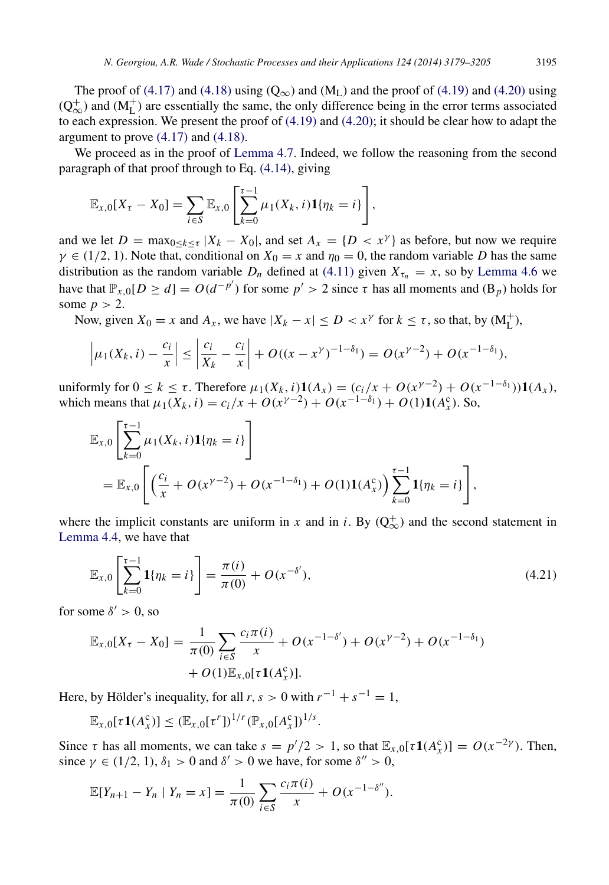The proof of (4.17) and (4.18) using ($\mathrm{Q}_\infty$) and ($\mathrm{M_L}$) and the proof of (4.19) and (4.20) using ($\mathrm{Q}_\infty^+$) and ($\mathrm{M_L^+}$) are essentially the same, the only difference being in the error terms associated to each expression. We present the proof of (4.19) and (4.20); it should be clear how to adapt the argument to prove (4.17) and (4.18).

We proceed as in the proof of Lemma 4.7. Indeed, we follow the reasoning from the second paragraph of that proof through to Eq. (4.14), giving

$$\mathbb{E}_{x,0}[X_\tau - X_0] = \sum_{i \in S} \mathbb{E}_{x,0}\left[\sum_{k=0}^{\tau-1} \mu_1(X_k, i)\mathbf{1}\{\eta_k = i\}\right],$$

and we let $D = \max_{0 \le k \le \tau} |X_k - X_0|$, and set $A_x = \{D < x^\gamma\}$ as before, but now we require $\gamma \in (1/2, 1)$. Note that, conditional on $X_0 = x$ and $\eta_0 = 0$, the random variable $D$ has the same distribution as the random variable $D_n$ defined at (4.11) given $X_{\tau_n} = x$, so by Lemma 4.6 we have that $\mathbb{P}_{x,0}[D \ge d] = O(d^{-p'})$ for some $p' > 2$ since $\tau$ has all moments and ($\mathrm{B}_p$) holds for some $p > 2$.

Now, given $X_0 = x$ and $A_x$, we have $|X_k - x| \le D < x^\gamma$ for $k \le \tau$, so that, by ($\mathrm{M_L^+}$),

$$\left|\mu_1(X_k, i) - \frac{c_i}{x}\right| \le \left|\frac{c_i}{X_k} - \frac{c_i}{x}\right| + O((x - x^\gamma)^{-1-\delta_1}) = O(x^{\gamma-2}) + O(x^{-1-\delta_1}),$$

uniformly for $0 \le k \le \tau$. Therefore $\mu_1(X_k, i)\mathbf{1}(A_x) = (c_i/x + O(x^{\gamma-2}) + O(x^{-1-\delta_1}))\mathbf{1}(A_x)$, which means that $\mu_1(X_k, i) = c_i/x + O(x^{\gamma-2}) + O(x^{-1-\delta_1}) + O(1)\mathbf{1}(A_x^{\mathrm{c}})$. So,

$$\begin{aligned}
&\mathbb{E}_{x,0}\left[\sum_{k=0}^{\tau-1} \mu_1(X_k, i)\mathbf{1}\{\eta_k = i\}\right] \\
&\quad = \mathbb{E}_{x,0}\left[\left(\frac{c_i}{x} + O(x^{\gamma-2}) + O(x^{-1-\delta_1}) + O(1)\mathbf{1}(A_x^{\mathrm{c}})\right)\sum_{k=0}^{\tau-1} \mathbf{1}\{\eta_k = i\}\right],
\end{aligned}$$

where the implicit constants are uniform in $x$ and in $i$. By ($\mathrm{Q}_\infty^+$) and the second statement in Lemma 4.4, we have that

$$\mathbb{E}_{x,0}\left[\sum_{k=0}^{\tau-1} \mathbf{1}\{\eta_k = i\}\right] = \frac{\pi(i)}{\pi(0)} + O(x^{-\delta'}), \tag{4.21}$$

for some $\delta' > 0$, so

$$\begin{aligned}
\mathbb{E}_{x,0}[X_\tau - X_0] = \frac{1}{\pi(0)} \sum_{i \in S} \frac{c_i \pi(i)}{x} &+ O(x^{-1-\delta'}) + O(x^{\gamma-2}) + O(x^{-1-\delta_1}) \\
&+ O(1)\mathbb{E}_{x,0}[\tau \mathbf{1}(A_x^{\mathrm{c}})].
\end{aligned}$$

Here, by Hölder's inequality, for all $r, s > 0$ with $r^{-1} + s^{-1} = 1$,

$$\mathbb{E}_{x,0}[\tau \mathbf{1}(A_x^{\mathrm{c}})] \le (\mathbb{E}_{x,0}[\tau^r])^{1/r} (\mathbb{P}_{x,0}[A_x^{\mathrm{c}}])^{1/s}.$$

Since $\tau$ has all moments, we can take $s = p'/2 > 1$, so that $\mathbb{E}_{x,0}[\tau \mathbf{1}(A_x^{\mathrm{c}})] = O(x^{-2\gamma})$. Then, since $\gamma \in (1/2, 1)$, $\delta_1 > 0$ and $\delta' > 0$ we have, for some $\delta'' > 0$,

$$\mathbb{E}[Y_{n+1} - Y_n \mid Y_n = x] = \frac{1}{\pi(0)} \sum_{i \in S} \frac{c_i \pi(i)}{x} + O(x^{-1-\delta''}).$$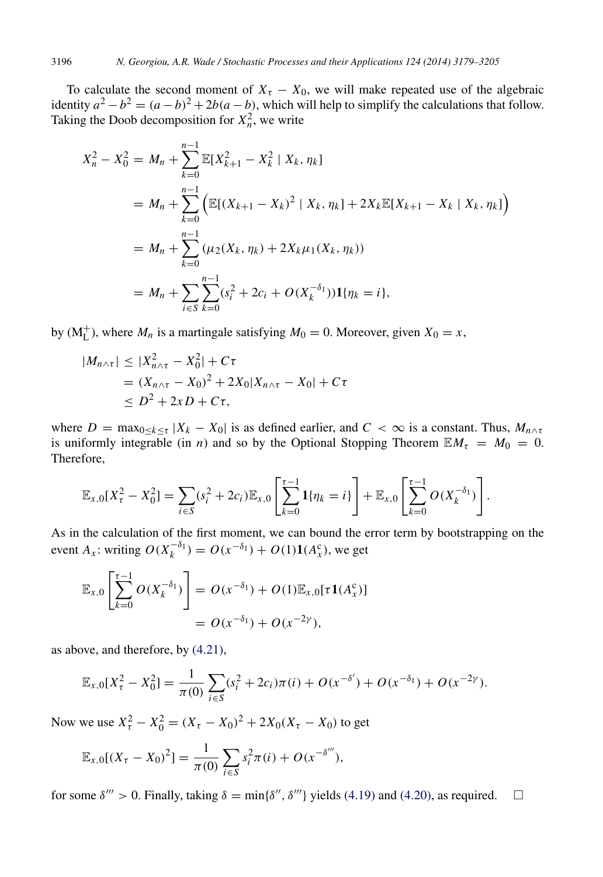To calculate the second moment of $X_\tau - X_0$, we will make repeated use of the algebraic identity $a^2 - b^2 = (a-b)^2 + 2b(a-b)$, which will help to simplify the calculations that follow. Taking the Doob decomposition for $X_n^2$, we write

$$
\begin{aligned}
X_n^2 - X_0^2 &= M_n + \sum_{k=0}^{n-1} \mathbb{E}[X_{k+1}^2 - X_k^2 \mid X_k, \eta_k] \\
&= M_n + \sum_{k=0}^{n-1} \Big( \mathbb{E}[(X_{k+1} - X_k)^2 \mid X_k, \eta_k] + 2X_k \mathbb{E}[X_{k+1} - X_k \mid X_k, \eta_k] \Big) \\
&= M_n + \sum_{k=0}^{n-1} (\mu_2(X_k, \eta_k) + 2X_k \mu_1(X_k, \eta_k)) \\
&= M_n + \sum_{i \in S} \sum_{k=0}^{n-1} (s_i^2 + 2c_i + O(X_k^{-\delta_1})) \mathbf{1}\{\eta_k = i\},
\end{aligned}
$$

by ($\mathrm{M}_\mathrm{L}^+$), where $M_n$ is a martingale satisfying $M_0 = 0$. Moreover, given $X_0 = x$,

$$
\begin{aligned}
|M_{n \wedge \tau}| &\le |X_{n \wedge \tau}^2 - X_0^2| + C\tau \\
&= (X_{n \wedge \tau} - X_0)^2 + 2X_0 |X_{n \wedge \tau} - X_0| + C\tau \\
&\le D^2 + 2xD + C\tau,
\end{aligned}
$$

where $D = \max_{0 \le k \le \tau} |X_k - X_0|$ is as defined earlier, and $C < \infty$ is a constant. Thus, $M_{n \wedge \tau}$ is uniformly integrable (in $n$) and so by the Optional Stopping Theorem $\mathbb{E} M_\tau = M_0 = 0$. Therefore,

$$
\mathbb{E}_{x,0}[X_\tau^2 - X_0^2] = \sum_{i \in S} (s_i^2 + 2c_i) \mathbb{E}_{x,0}\left[ \sum_{k=0}^{\tau-1} \mathbf{1}\{\eta_k = i\} \right] + \mathbb{E}_{x,0}\left[ \sum_{k=0}^{\tau-1} O(X_k^{-\delta_1}) \right].
$$

As in the calculation of the first moment, we can bound the error term by bootstrapping on the event $A_x$: writing $O(X_k^{-\delta_1}) = O(x^{-\delta_1}) + O(1)\mathbf{1}(A_x^{\mathrm{c}})$, we get

$$
\begin{aligned}
\mathbb{E}_{x,0}\left[ \sum_{k=0}^{\tau-1} O(X_k^{-\delta_1}) \right] &= O(x^{-\delta_1}) + O(1) \mathbb{E}_{x,0}[\tau \mathbf{1}(A_x^{\mathrm{c}})] \\
&= O(x^{-\delta_1}) + O(x^{-2\gamma}),
\end{aligned}
$$

as above, and therefore, by (4.21),

$$
\mathbb{E}_{x,0}[X_\tau^2 - X_0^2] = \frac{1}{\pi(0)} \sum_{i \in S} (s_i^2 + 2c_i)\pi(i) + O(x^{-\delta'}) + O(x^{-\delta_1}) + O(x^{-2\gamma}).
$$

Now we use $X_\tau^2 - X_0^2 = (X_\tau - X_0)^2 + 2X_0(X_\tau - X_0)$ to get

$$
\mathbb{E}_{x,0}[(X_\tau - X_0)^2] = \frac{1}{\pi(0)} \sum_{i \in S} s_i^2 \pi(i) + O(x^{-\delta'''}),
$$

for some $\delta''' > 0$. Finally, taking $\delta = \min\{\delta'', \delta'''\}$ yields (4.19) and (4.20), as required. $\square$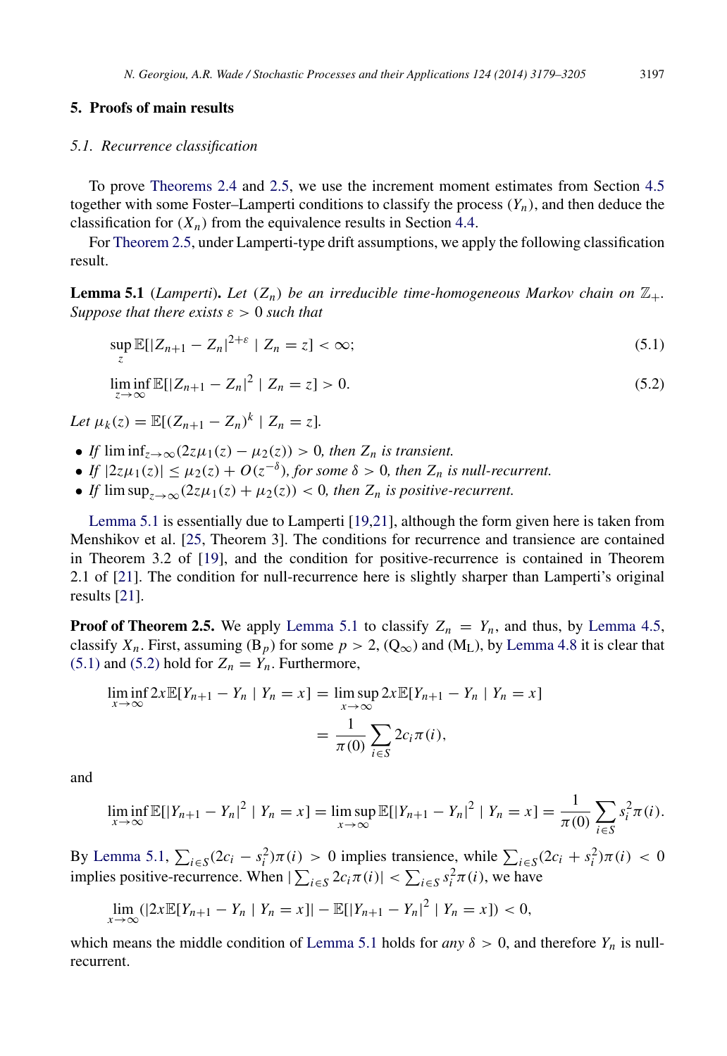## 5. Proofs of main results

### 5.1. Recurrence classification

To prove Theorems 2.4 and 2.5, we use the increment moment estimates from Section 4.5 together with some Foster–Lamperti conditions to classify the process $(Y_n)$, and then deduce the classification for $(X_n)$ from the equivalence results in Section 4.4.

For Theorem 2.5, under Lamperti-type drift assumptions, we apply the following classification result.

**Lemma 5.1** (*Lamperti*). *Let $(Z_n)$ be an irreducible time-homogeneous Markov chain on $\mathbb{Z}_+$. Suppose that there exists $\varepsilon > 0$ such that*

$$\sup_z \mathbb{E}[|Z_{n+1} - Z_n|^{2+\varepsilon} \mid Z_n = z] < \infty; \tag{5.1}$$

$$\liminf_{z \to \infty} \mathbb{E}[|Z_{n+1} - Z_n|^2 \mid Z_n = z] > 0. \tag{5.2}$$

*Let $\mu_k(z) = \mathbb{E}[(Z_{n+1} - Z_n)^k \mid Z_n = z]$.*

- *If $\liminf_{z\to\infty}(2z\mu_1(z) - \mu_2(z)) > 0$, then $Z_n$ is transient.*
- *If $|2z\mu_1(z)| \leq \mu_2(z) + O(z^{-\delta})$, for some $\delta > 0$, then $Z_n$ is null-recurrent.*
- *If $\limsup_{z\to\infty}(2z\mu_1(z) + \mu_2(z)) < 0$, then $Z_n$ is positive-recurrent.*

Lemma 5.1 is essentially due to Lamperti [19,21], although the form given here is taken from Menshikov et al. [25, Theorem 3]. The conditions for recurrence and transience are contained in Theorem 3.2 of [19], and the condition for positive-recurrence is contained in Theorem 2.1 of [21]. The condition for null-recurrence here is slightly sharper than Lamperti's original results [21].

**Proof of Theorem 2.5.** We apply Lemma 5.1 to classify $Z_n = Y_n$, and thus, by Lemma 4.5, classify $X_n$. First, assuming ($\text{B}_p$) for some $p > 2$, ($\text{Q}_\infty$) and ($\text{M}_\text{L}$), by Lemma 4.8 it is clear that (5.1) and (5.2) hold for $Z_n = Y_n$. Furthermore,

$$\liminf_{x\to\infty} 2x\mathbb{E}[Y_{n+1} - Y_n \mid Y_n = x] = \limsup_{x\to\infty} 2x\mathbb{E}[Y_{n+1} - Y_n \mid Y_n = x]$$
$$= \frac{1}{\pi(0)} \sum_{i\in S} 2c_i\pi(i),$$

and

$$\liminf_{x\to\infty} \mathbb{E}[|Y_{n+1} - Y_n|^2 \mid Y_n = x] = \limsup_{x\to\infty} \mathbb{E}[|Y_{n+1} - Y_n|^2 \mid Y_n = x] = \frac{1}{\pi(0)} \sum_{i\in S} s_i^2\pi(i).$$

By Lemma 5.1, $\sum_{i\in S}(2c_i - s_i^2)\pi(i) > 0$ implies transience, while $\sum_{i\in S}(2c_i + s_i^2)\pi(i) < 0$ implies positive-recurrence. When $|\sum_{i\in S} 2c_i\pi(i)| < \sum_{i\in S} s_i^2\pi(i)$, we have

$$\lim_{x\to\infty}(|2x\mathbb{E}[Y_{n+1} - Y_n \mid Y_n = x]| - \mathbb{E}[|Y_{n+1} - Y_n|^2 \mid Y_n = x]) < 0,$$

which means the middle condition of Lemma 5.1 holds for *any* $\delta > 0$, and therefore $Y_n$ is null-recurrent.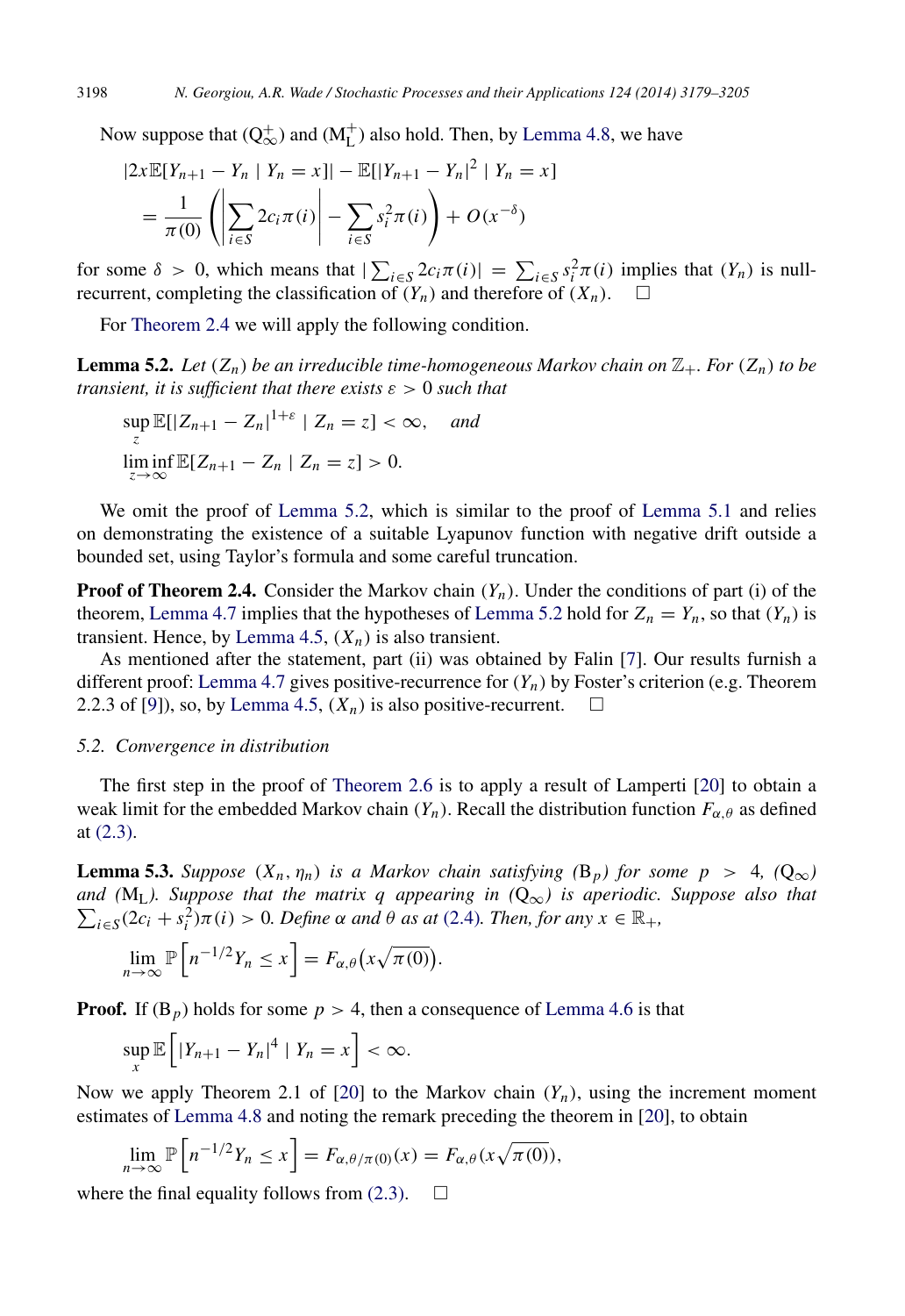Now suppose that ($\mathrm{Q}_\infty^+$) and ($\mathrm{M}_\mathrm{L}^+$) also hold. Then, by Lemma 4.8, we have

$$|2x\mathbb{E}[Y_{n+1} - Y_n \mid Y_n = x]| - \mathbb{E}[|Y_{n+1} - Y_n|^2 \mid Y_n = x]$$
$$= \frac{1}{\pi(0)} \left( \left| \sum_{i \in S} 2c_i \pi(i) \right| - \sum_{i \in S} s_i^2 \pi(i) \right) + O(x^{-\delta})$$

for some $\delta > 0$, which means that $|\sum_{i \in S} 2c_i \pi(i)| = \sum_{i \in S} s_i^2 \pi(i)$ implies that $(Y_n)$ is null-recurrent, completing the classification of $(Y_n)$ and therefore of $(X_n)$. $\square$

For Theorem 2.4 we will apply the following condition.

**Lemma 5.2.** *Let $(Z_n)$ be an irreducible time-homogeneous Markov chain on $\mathbb{Z}_+$. For $(Z_n)$ to be transient, it is sufficient that there exists $\varepsilon > 0$ such that*

$$\sup_z \mathbb{E}[|Z_{n+1} - Z_n|^{1+\varepsilon} \mid Z_n = z] < \infty, \quad \textit{and}$$
$$\liminf_{z \to \infty} \mathbb{E}[Z_{n+1} - Z_n \mid Z_n = z] > 0.$$

We omit the proof of Lemma 5.2, which is similar to the proof of Lemma 5.1 and relies on demonstrating the existence of a suitable Lyapunov function with negative drift outside a bounded set, using Taylor's formula and some careful truncation.

**Proof of Theorem 2.4.** Consider the Markov chain $(Y_n)$. Under the conditions of part (i) of the theorem, Lemma 4.7 implies that the hypotheses of Lemma 5.2 hold for $Z_n = Y_n$, so that $(Y_n)$ is transient. Hence, by Lemma 4.5, $(X_n)$ is also transient.

As mentioned after the statement, part (ii) was obtained by Falin [7]. Our results furnish a different proof: Lemma 4.7 gives positive-recurrence for $(Y_n)$ by Foster's criterion (e.g. Theorem 2.2.3 of [9]), so, by Lemma 4.5, $(X_n)$ is also positive-recurrent. $\square$

### 5.2. *Convergence in distribution*

The first step in the proof of Theorem 2.6 is to apply a result of Lamperti [20] to obtain a weak limit for the embedded Markov chain $(Y_n)$. Recall the distribution function $F_{\alpha,\theta}$ as defined at (2.3).

**Lemma 5.3.** *Suppose $(X_n, \eta_n)$ is a Markov chain satisfying ($\mathrm{B}_p$) for some $p > 4$, ($\mathrm{Q}_\infty$) and ($\mathrm{M}_\mathrm{L}$). Suppose that the matrix $q$ appearing in ($\mathrm{Q}_\infty$) is aperiodic. Suppose also that $\sum_{i \in S}(2c_i + s_i^2)\pi(i) > 0$. Define $\alpha$ and $\theta$ as at (2.4). Then, for any $x \in \mathbb{R}_+$,*

$$\lim_{n \to \infty} \mathbb{P}\left[n^{-1/2} Y_n \le x\right] = F_{\alpha,\theta}\big(x\sqrt{\pi(0)}\big).$$

**Proof.** If ($\mathrm{B}_p$) holds for some $p > 4$, then a consequence of Lemma 4.6 is that

$$\sup_x \mathbb{E}\left[|Y_{n+1} - Y_n|^4 \mid Y_n = x\right] < \infty.$$

Now we apply Theorem 2.1 of [20] to the Markov chain $(Y_n)$, using the increment moment estimates of Lemma 4.8 and noting the remark preceding the theorem in [20], to obtain

$$\lim_{n \to \infty} \mathbb{P}\left[n^{-1/2} Y_n \le x\right] = F_{\alpha,\theta/\pi(0)}(x) = F_{\alpha,\theta}(x\sqrt{\pi(0)}),$$

where the final equality follows from (2.3). $\square$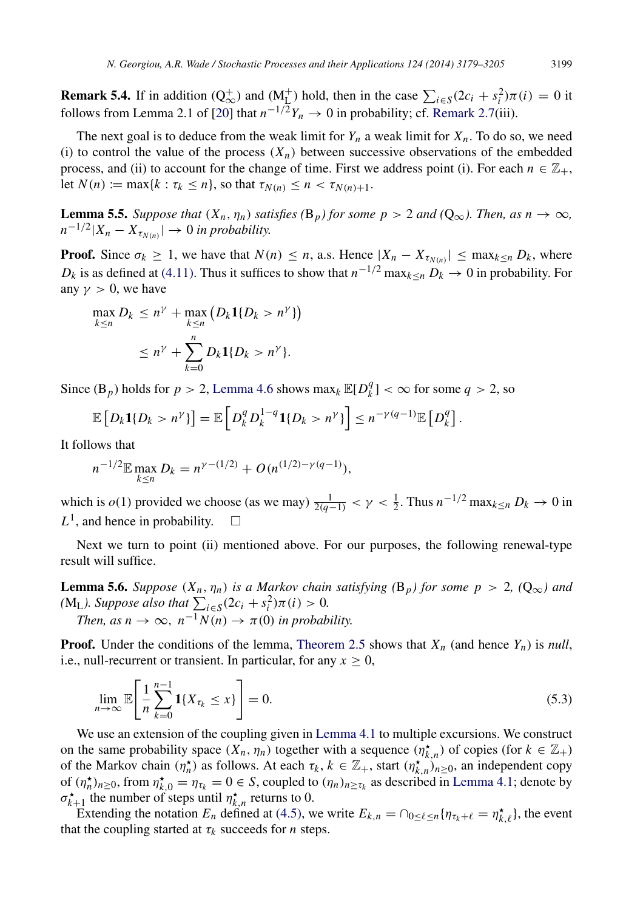**Remark 5.4.** If in addition ($\mathrm{Q}_\infty^+$) and ($\mathrm{M}_\mathrm{L}^+$) hold, then in the case $\sum_{i \in S}(2c_i + s_i^2)\pi(i) = 0$ it follows from Lemma 2.1 of [20] that $n^{-1/2} Y_n \to 0$ in probability; cf. Remark 2.7(iii).

The next goal is to deduce from the weak limit for $Y_n$ a weak limit for $X_n$. To do so, we need (i) to control the value of the process $(X_n)$ between successive observations of the embedded process, and (ii) to account for the change of time. First we address point (i). For each $n \in \mathbb{Z}_+$, let $N(n) := \max\{k : \tau_k \le n\}$, so that $\tau_{N(n)} \le n < \tau_{N(n)+1}$.

**Lemma 5.5.** *Suppose that* $(X_n, \eta_n)$ *satisfies* ($\mathrm{B}_p$) *for some* $p > 2$ *and* ($\mathrm{Q}_\infty$)*. Then, as* $n \to \infty$*,* $n^{-1/2}|X_n - X_{\tau_{N(n)}}| \to 0$ *in probability.*

**Proof.** Since $\sigma_k \ge 1$, we have that $N(n) \le n$, a.s. Hence $|X_n - X_{\tau_{N(n)}}| \le \max_{k \le n} D_k$, where $D_k$ is as defined at (4.11). Thus it suffices to show that $n^{-1/2} \max_{k \le n} D_k \to 0$ in probability. For any $\gamma > 0$, we have

$$
\begin{aligned}
\max_{k \le n} D_k &\le n^\gamma + \max_{k \le n} \left( D_k \mathbf{1}\{D_k > n^\gamma\} \right) \\
&\le n^\gamma + \sum_{k=0}^{n} D_k \mathbf{1}\{D_k > n^\gamma\}.
\end{aligned}
$$

Since ($\mathrm{B}_p$) holds for $p > 2$, Lemma 4.6 shows $\max_k \mathbb{E}[D_k^q] < \infty$ for some $q > 2$, so

$$
\mathbb{E}\left[D_k \mathbf{1}\{D_k > n^\gamma\}\right] = \mathbb{E}\left[D_k^q D_k^{1-q} \mathbf{1}\{D_k > n^\gamma\}\right] \le n^{-\gamma(q-1)} \mathbb{E}\left[D_k^q\right].
$$

It follows that

$$
n^{-1/2} \mathbb{E} \max_{k \le n} D_k = n^{\gamma - (1/2)} + O(n^{(1/2) - \gamma(q-1)}),
$$

which is $o(1)$ provided we choose (as we may) $\frac{1}{2(q-1)} < \gamma < \frac{1}{2}$. Thus $n^{-1/2} \max_{k \le n} D_k \to 0$ in $L^1$, and hence in probability. □

Next we turn to point (ii) mentioned above. For our purposes, the following renewal-type result will suffice.

**Lemma 5.6.** *Suppose* $(X_n, \eta_n)$ *is a Markov chain satisfying* ($\mathrm{B}_p$) *for some* $p > 2$*,* ($\mathrm{Q}_\infty$) *and* ($\mathrm{M}_\mathrm{L}$)*. Suppose also that* $\sum_{i \in S}(2c_i + s_i^2)\pi(i) > 0$*.*
*Then, as* $n \to \infty$*,* $n^{-1} N(n) \to \pi(0)$ *in probability.*

**Proof.** Under the conditions of the lemma, Theorem 2.5 shows that $X_n$ (and hence $Y_n$) is *null*, i.e., null-recurrent or transient. In particular, for any $x \ge 0$,

$$
\lim_{n \to \infty} \mathbb{E}\left[\frac{1}{n} \sum_{k=0}^{n-1} \mathbf{1}\{X_{\tau_k} \le x\}\right] = 0. \tag{5.3}
$$

We use an extension of the coupling given in Lemma 4.1 to multiple excursions. We construct on the same probability space $(X_n, \eta_n)$ together with a sequence $(\eta_{k,n}^\star)$ of copies (for $k \in \mathbb{Z}_+$) of the Markov chain $(\eta_n^\star)$ as follows. At each $\tau_k$, $k \in \mathbb{Z}_+$, start $(\eta_{k,n}^\star)_{n \ge 0}$, an independent copy of $(\eta_n^\star)_{n \ge 0}$, from $\eta_{k,0}^\star = \eta_{\tau_k} = 0 \in S$, coupled to $(\eta_n)_{n \ge \tau_k}$ as described in Lemma 4.1; denote by $\sigma_{k+1}^\star$ the number of steps until $\eta_{k,n}^\star$ returns to 0.

Extending the notation $E_n$ defined at (4.5), we write $E_{k,n} = \cap_{0 \le \ell \le n}\{\eta_{\tau_k + \ell} = \eta_{k,\ell}^\star\}$, the event that the coupling started at $\tau_k$ succeeds for $n$ steps.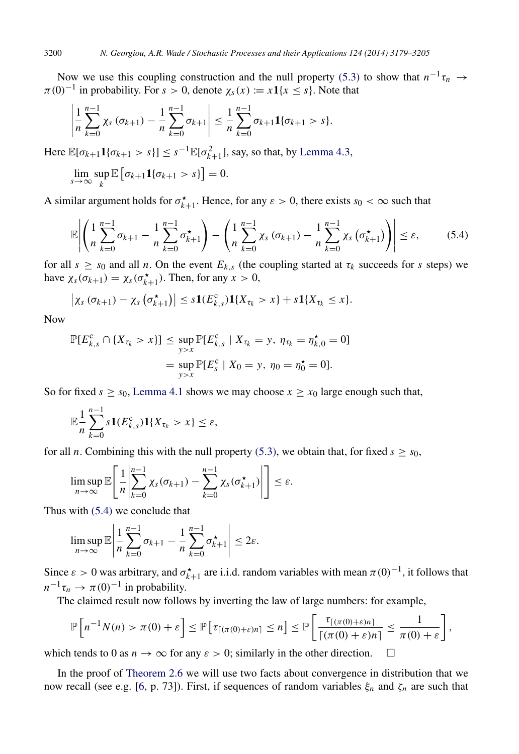Now we use this coupling construction and the null property (5.3) to show that $n^{-1}\tau_n \to \pi(0)^{-1}$ in probability. For $s > 0$, denote $\chi_s(x) := x\mathbf{1}\{x \leq s\}$. Note that

$$\left| \frac{1}{n}\sum_{k=0}^{n-1} \chi_s(\sigma_{k+1}) - \frac{1}{n}\sum_{k=0}^{n-1} \sigma_{k+1} \right| \leq \frac{1}{n}\sum_{k=0}^{n-1} \sigma_{k+1}\mathbf{1}\{\sigma_{k+1} > s\}.$$

Here $\mathbb{E}[\sigma_{k+1}\mathbf{1}\{\sigma_{k+1} > s\}] \leq s^{-1}\mathbb{E}[\sigma_{k+1}^2]$, say, so that, by Lemma 4.3,

$$\lim_{s\to\infty} \sup_k \mathbb{E}\left[\sigma_{k+1}\mathbf{1}\{\sigma_{k+1} > s\}\right] = 0.$$

A similar argument holds for $\sigma_{k+1}^\star$. Hence, for any $\varepsilon > 0$, there exists $s_0 < \infty$ such that

$$\mathbb{E}\left| \left( \frac{1}{n}\sum_{k=0}^{n-1} \sigma_{k+1} - \frac{1}{n}\sum_{k=0}^{n-1} \sigma_{k+1}^\star \right) - \left( \frac{1}{n}\sum_{k=0}^{n-1} \chi_s(\sigma_{k+1}) - \frac{1}{n}\sum_{k=0}^{n-1} \chi_s\left(\sigma_{k+1}^\star\right) \right) \right| \leq \varepsilon, \tag{5.4}$$

for all $s \geq s_0$ and all $n$. On the event $E_{k,s}$ (the coupling started at $\tau_k$ succeeds for $s$ steps) we have $\chi_s(\sigma_{k+1}) = \chi_s(\sigma_{k+1}^\star)$. Then, for any $x > 0$,

$$\left| \chi_s(\sigma_{k+1}) - \chi_s\left(\sigma_{k+1}^\star\right) \right| \leq s\mathbf{1}(E_{k,s}^{\mathrm{c}})\mathbf{1}\{X_{\tau_k} > x\} + s\mathbf{1}\{X_{\tau_k} \leq x\}.$$

Now

$$\begin{aligned} \mathbb{P}[E_{k,s}^{\mathrm{c}} \cap \{X_{\tau_k} > x\}] &\leq \sup_{y > x} \mathbb{P}[E_{k,s}^{\mathrm{c}} \mid X_{\tau_k} = y,\ \eta_{\tau_k} = \eta_{k,0}^\star = 0] \\ &= \sup_{y > x} \mathbb{P}[E_s^{\mathrm{c}} \mid X_0 = y,\ \eta_0 = \eta_0^\star = 0]. \end{aligned}$$

So for fixed $s \geq s_0$, Lemma 4.1 shows we may choose $x \geq x_0$ large enough such that,

$$\mathbb{E}\frac{1}{n}\sum_{k=0}^{n-1} s\mathbf{1}(E_{k,s}^{\mathrm{c}})\mathbf{1}\{X_{\tau_k} > x\} \leq \varepsilon,$$

for all $n$. Combining this with the null property (5.3), we obtain that, for fixed $s \geq s_0$,

$$\limsup_{n\to\infty} \mathbb{E}\left[ \frac{1}{n}\left| \sum_{k=0}^{n-1} \chi_s(\sigma_{k+1}) - \sum_{k=0}^{n-1} \chi_s(\sigma_{k+1}^\star) \right| \right] \leq \varepsilon.$$

Thus with (5.4) we conclude that

$$\limsup_{n\to\infty} \mathbb{E}\left| \frac{1}{n}\sum_{k=0}^{n-1} \sigma_{k+1} - \frac{1}{n}\sum_{k=0}^{n-1} \sigma_{k+1}^\star \right| \leq 2\varepsilon.$$

Since $\varepsilon > 0$ was arbitrary, and $\sigma_{k+1}^\star$ are i.i.d. random variables with mean $\pi(0)^{-1}$, it follows that $n^{-1}\tau_n \to \pi(0)^{-1}$ in probability.

The claimed result now follows by inverting the law of large numbers: for example,

$$\mathbb{P}\left[n^{-1}N(n) > \pi(0) + \varepsilon\right] \leq \mathbb{P}\left[\tau_{\lceil(\pi(0)+\varepsilon)n\rceil} \leq n\right] \leq \mathbb{P}\left[ \frac{\tau_{\lceil(\pi(0)+\varepsilon)n\rceil}}{\lceil(\pi(0)+\varepsilon)n\rceil} \leq \frac{1}{\pi(0)+\varepsilon} \right],$$

which tends to 0 as $n \to \infty$ for any $\varepsilon > 0$; similarly in the other direction. □

In the proof of Theorem 2.6 we will use two facts about convergence in distribution that we now recall (see e.g. [6, p. 73]). First, if sequences of random variables $\xi_n$ and $\zeta_n$ are such that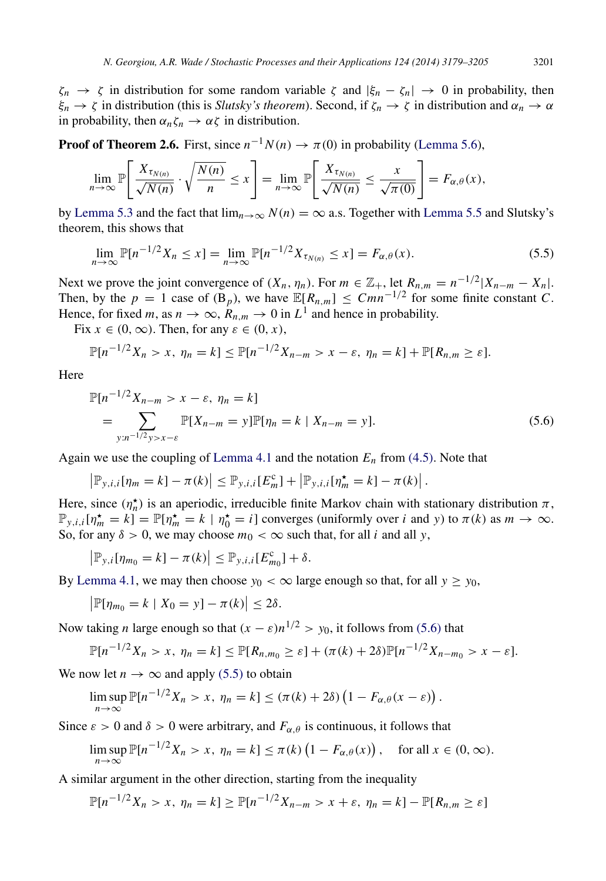$\zeta_n \to \zeta$ in distribution for some random variable $\zeta$ and $|\xi_n - \zeta_n| \to 0$ in probability, then $\xi_n \to \zeta$ in distribution (this is *Slutsky's theorem*). Second, if $\zeta_n \to \zeta$ in distribution and $\alpha_n \to \alpha$ in probability, then $\alpha_n \zeta_n \to \alpha\zeta$ in distribution.

**Proof of Theorem 2.6.** First, since $n^{-1}N(n) \to \pi(0)$ in probability (Lemma 5.6),

$$\lim_{n\to\infty} \mathbb{P}\left[ \frac{X_{\tau_{N(n)}}}{\sqrt{N(n)}} \cdot \sqrt{\frac{N(n)}{n}} \le x \right] = \lim_{n\to\infty} \mathbb{P}\left[ \frac{X_{\tau_{N(n)}}}{\sqrt{N(n)}} \le \frac{x}{\sqrt{\pi(0)}} \right] = F_{\alpha,\theta}(x),$$

by Lemma 5.3 and the fact that $\lim_{n\to\infty} N(n) = \infty$ a.s. Together with Lemma 5.5 and Slutsky's theorem, this shows that

$$\lim_{n\to\infty} \mathbb{P}[n^{-1/2} X_n \le x] = \lim_{n\to\infty} \mathbb{P}[n^{-1/2} X_{\tau_{N(n)}} \le x] = F_{\alpha,\theta}(x). \tag{5.5}$$

Next we prove the joint convergence of $(X_n, \eta_n)$. For $m \in \mathbb{Z}_+$, let $R_{n,m} = n^{-1/2}|X_{n-m} - X_n|$. Then, by the $p = 1$ case of (B$_p$), we have $\mathbb{E}[R_{n,m}] \le Cmn^{-1/2}$ for some finite constant $C$. Hence, for fixed $m$, as $n \to \infty$, $R_{n,m} \to 0$ in $L^1$ and hence in probability.

Fix $x \in (0, \infty)$. Then, for any $\varepsilon \in (0, x)$,

$$\mathbb{P}[n^{-1/2} X_n > x,\ \eta_n = k] \le \mathbb{P}[n^{-1/2} X_{n-m} > x - \varepsilon,\ \eta_n = k] + \mathbb{P}[R_{n,m} \ge \varepsilon].$$

Here

$$\begin{aligned} &\mathbb{P}[n^{-1/2} X_{n-m} > x - \varepsilon,\ \eta_n = k] \\ &\quad = \sum_{y : n^{-1/2} y > x - \varepsilon} \mathbb{P}[X_{n-m} = y] \mathbb{P}[\eta_n = k \mid X_{n-m} = y]. \end{aligned} \tag{5.6}$$

Again we use the coupling of Lemma 4.1 and the notation $E_n$ from (4.5). Note that

$$\left| \mathbb{P}_{y,i,i}[\eta_m = k] - \pi(k) \right| \le \mathbb{P}_{y,i,i}[E_m^{\mathrm{c}}] + \left| \mathbb{P}_{y,i,i}[\eta_m^\star = k] - \pi(k) \right|.$$

Here, since $(\eta_n^\star)$ is an aperiodic, irreducible finite Markov chain with stationary distribution $\pi$, $\mathbb{P}_{y,i,i}[\eta_m^\star = k] = \mathbb{P}[\eta_m^\star = k \mid \eta_0^\star = i]$ converges (uniformly over $i$ and $y$) to $\pi(k)$ as $m \to \infty$. So, for any $\delta > 0$, we may choose $m_0 < \infty$ such that, for all $i$ and all $y$,

$$\left| \mathbb{P}_{y,i}[\eta_{m_0} = k] - \pi(k) \right| \le \mathbb{P}_{y,i,i}[E_{m_0}^{\mathrm{c}}] + \delta.$$

By Lemma 4.1, we may then choose $y_0 < \infty$ large enough so that, for all $y \ge y_0$,

$$\left| \mathbb{P}[\eta_{m_0} = k \mid X_0 = y] - \pi(k) \right| \le 2\delta.$$

Now taking $n$ large enough so that $(x - \varepsilon)n^{1/2} > y_0$, it follows from (5.6) that

$$\mathbb{P}[n^{-1/2} X_n > x,\ \eta_n = k] \le \mathbb{P}[R_{n,m_0} \ge \varepsilon] + (\pi(k) + 2\delta)\mathbb{P}[n^{-1/2} X_{n-m_0} > x - \varepsilon].$$

We now let $n \to \infty$ and apply (5.5) to obtain

$$\limsup_{n\to\infty} \mathbb{P}[n^{-1/2} X_n > x,\ \eta_n = k] \le (\pi(k) + 2\delta)\left(1 - F_{\alpha,\theta}(x - \varepsilon)\right).$$

Since $\varepsilon > 0$ and $\delta > 0$ were arbitrary, and $F_{\alpha,\theta}$ is continuous, it follows that

$$\limsup_{n\to\infty} \mathbb{P}[n^{-1/2} X_n > x,\ \eta_n = k] \le \pi(k)\left(1 - F_{\alpha,\theta}(x)\right), \quad \text{for all } x \in (0, \infty).$$

A similar argument in the other direction, starting from the inequality

$$\mathbb{P}[n^{-1/2} X_n > x,\ \eta_n = k] \ge \mathbb{P}[n^{-1/2} X_{n-m} > x + \varepsilon,\ \eta_n = k] - \mathbb{P}[R_{n,m} \ge \varepsilon]$$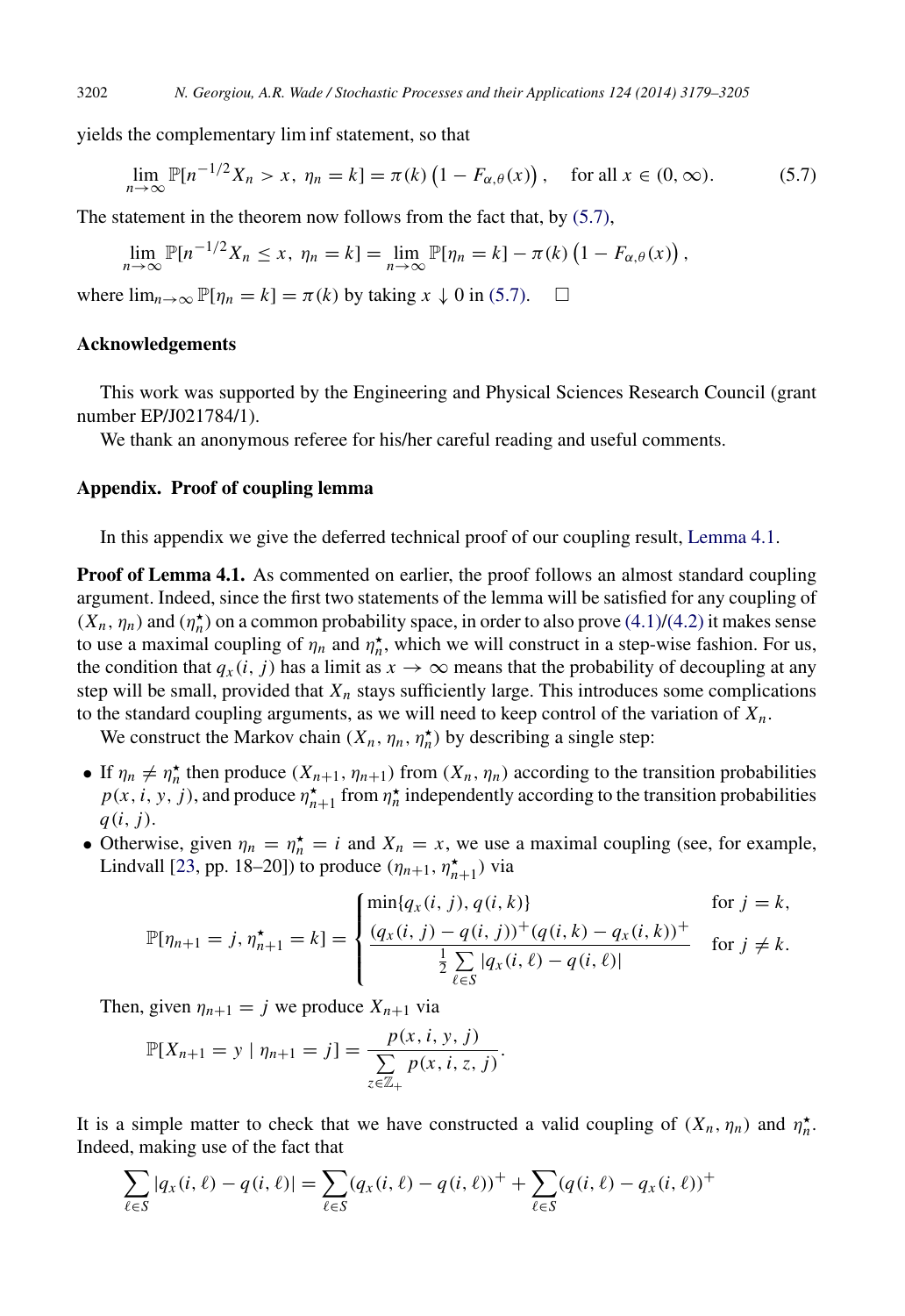yields the complementary lim inf statement, so that

$$\lim_{n\to\infty} \mathbb{P}[n^{-1/2} X_n > x,\ \eta_n = k] = \pi(k)\left(1 - F_{\alpha,\theta}(x)\right), \quad \text{for all } x \in (0, \infty). \tag{5.7}$$

The statement in the theorem now follows from the fact that, by (5.7),

$$\lim_{n\to\infty} \mathbb{P}[n^{-1/2} X_n \le x,\ \eta_n = k] = \lim_{n\to\infty} \mathbb{P}[\eta_n = k] - \pi(k)\left(1 - F_{\alpha,\theta}(x)\right),$$

where $\lim_{n\to\infty} \mathbb{P}[\eta_n = k] = \pi(k)$ by taking $x \downarrow 0$ in (5.7). $\square$

### Acknowledgements

This work was supported by the Engineering and Physical Sciences Research Council (grant number EP/J021784/1).

We thank an anonymous referee for his/her careful reading and useful comments.

### Appendix. Proof of coupling lemma

In this appendix we give the deferred technical proof of our coupling result, Lemma 4.1.

**Proof of Lemma 4.1.** As commented on earlier, the proof follows an almost standard coupling argument. Indeed, since the first two statements of the lemma will be satisfied for any coupling of $(X_n, \eta_n)$ and $(\eta_n^\star)$ on a common probability space, in order to also prove (4.1)/(4.2) it makes sense to use a maximal coupling of $\eta_n$ and $\eta_n^\star$, which we will construct in a step-wise fashion. For us, the condition that $q_x(i, j)$ has a limit as $x \to \infty$ means that the probability of decoupling at any step will be small, provided that $X_n$ stays sufficiently large. This introduces some complications to the standard coupling arguments, as we will need to keep control of the variation of $X_n$.

We construct the Markov chain $(X_n, \eta_n, \eta_n^\star)$ by describing a single step:

- If $\eta_n \neq \eta_n^\star$ then produce $(X_{n+1}, \eta_{n+1})$ from $(X_n, \eta_n)$ according to the transition probabilities $p(x, i, y, j)$, and produce $\eta_{n+1}^\star$ from $\eta_n^\star$ independently according to the transition probabilities $q(i, j)$.
- Otherwise, given $\eta_n = \eta_n^\star = i$ and $X_n = x$, we use a maximal coupling (see, for example, Lindvall [23, pp. 18–20]) to produce $(\eta_{n+1}, \eta_{n+1}^\star)$ via

$$\mathbb{P}[\eta_{n+1} = j, \eta_{n+1}^\star = k] = \begin{cases} \min\{q_x(i, j), q(i, k)\} & \text{for } j = k, \\ \dfrac{(q_x(i, j) - q(i, j))^+ (q(i, k) - q_x(i, k))^+}{\frac{1}{2} \sum_{\ell \in S} |q_x(i, \ell) - q(i, \ell)|} & \text{for } j \neq k. \end{cases}$$

  Then, given $\eta_{n+1} = j$ we produce $X_{n+1}$ via

$$\mathbb{P}[X_{n+1} = y \mid \eta_{n+1} = j] = \frac{p(x, i, y, j)}{\sum_{z \in \mathbb{Z}_+} p(x, i, z, j)}.$$

It is a simple matter to check that we have constructed a valid coupling of $(X_n, \eta_n)$ and $\eta_n^\star$. Indeed, making use of the fact that

$$\sum_{\ell \in S} |q_x(i, \ell) - q(i, \ell)| = \sum_{\ell \in S} (q_x(i, \ell) - q(i, \ell))^+ + \sum_{\ell \in S} (q(i, \ell) - q_x(i, \ell))^+$$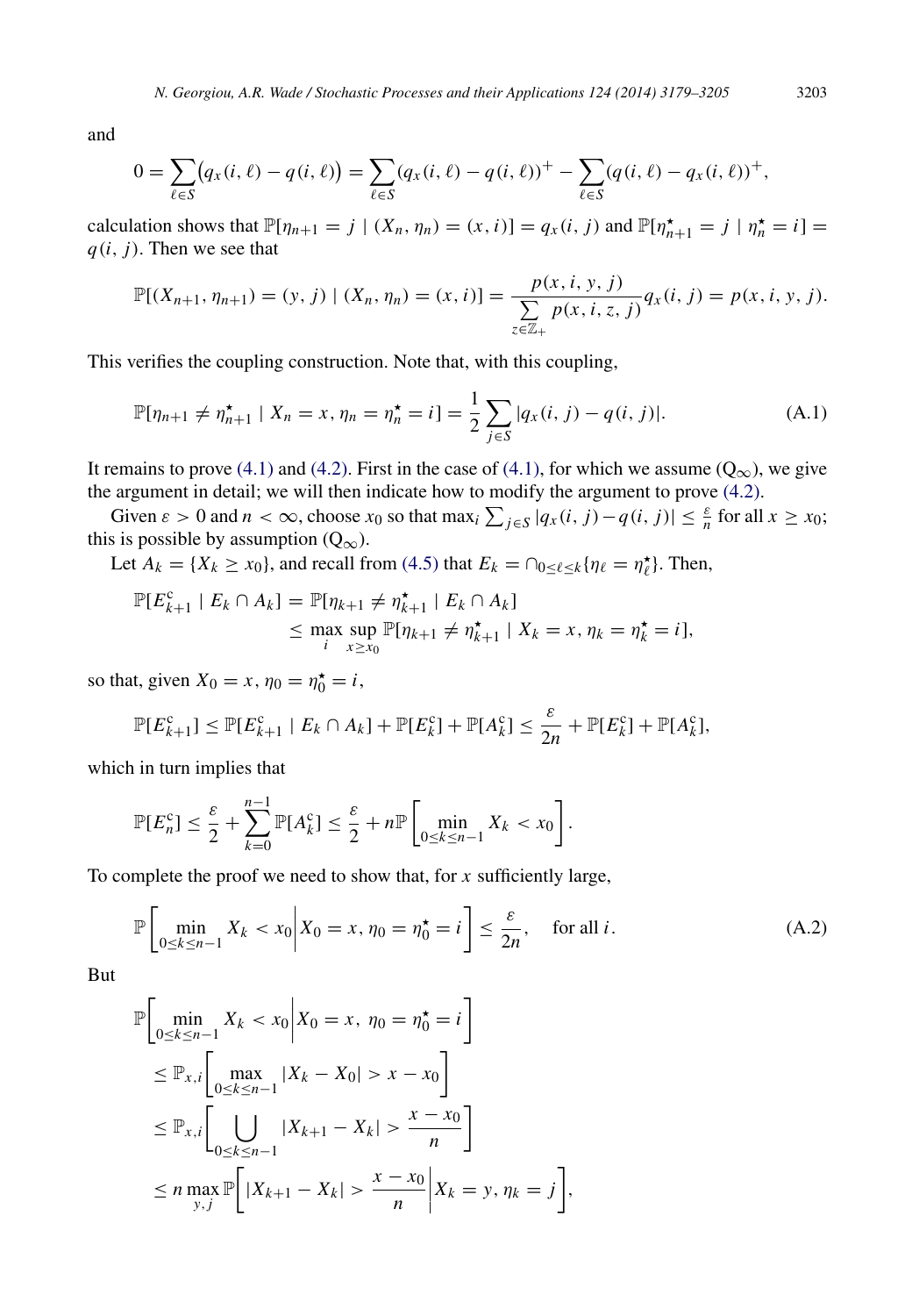and

$$0 = \sum_{\ell \in S} \big( q_x(i, \ell) - q(i, \ell) \big) = \sum_{\ell \in S} (q_x(i, \ell) - q(i, \ell))^+ - \sum_{\ell \in S} (q(i, \ell) - q_x(i, \ell))^+,$$

calculation shows that $\mathbb{P}[\eta_{n+1} = j \mid (X_n, \eta_n) = (x, i)] = q_x(i, j)$ and $\mathbb{P}[\eta^\star_{n+1} = j \mid \eta^\star_n = i] = q(i, j)$. Then we see that

$$\mathbb{P}[(X_{n+1}, \eta_{n+1}) = (y, j) \mid (X_n, \eta_n) = (x, i)] = \frac{p(x, i, y, j)}{\sum\limits_{z \in \mathbb{Z}_+} p(x, i, z, j)} q_x(i, j) = p(x, i, y, j).$$

This verifies the coupling construction. Note that, with this coupling,

$$\mathbb{P}[\eta_{n+1} \neq \eta^\star_{n+1} \mid X_n = x, \eta_n = \eta^\star_n = i] = \frac{1}{2} \sum_{j \in S} |q_x(i, j) - q(i, j)|. \tag{A.1}$$

It remains to prove (4.1) and (4.2). First in the case of (4.1), for which we assume ($\mathrm{Q}_\infty$), we give the argument in detail; we will then indicate how to modify the argument to prove (4.2).

Given $\varepsilon > 0$ and $n < \infty$, choose $x_0$ so that $\max_i \sum_{j \in S} |q_x(i, j) - q(i, j)| \leq \frac{\varepsilon}{n}$ for all $x \geq x_0$; this is possible by assumption ($\mathrm{Q}_\infty$).

Let $A_k = \{X_k \geq x_0\}$, and recall from (4.5) that $E_k = \cap_{0 \leq \ell \leq k} \{\eta_\ell = \eta^\star_\ell\}$. Then,

$$\begin{aligned} \mathbb{P}[E^{\mathrm{c}}_{k+1} \mid E_k \cap A_k] &= \mathbb{P}[\eta_{k+1} \neq \eta^\star_{k+1} \mid E_k \cap A_k] \\ &\leq \max_i \sup_{x \geq x_0} \mathbb{P}[\eta_{k+1} \neq \eta^\star_{k+1} \mid X_k = x, \eta_k = \eta^\star_k = i], \end{aligned}$$

so that, given $X_0 = x$, $\eta_0 = \eta^\star_0 = i$,

$$\mathbb{P}[E^{\mathrm{c}}_{k+1}] \leq \mathbb{P}[E^{\mathrm{c}}_{k+1} \mid E_k \cap A_k] + \mathbb{P}[E^{\mathrm{c}}_k] + \mathbb{P}[A^{\mathrm{c}}_k] \leq \frac{\varepsilon}{2n} + \mathbb{P}[E^{\mathrm{c}}_k] + \mathbb{P}[A^{\mathrm{c}}_k],$$

which in turn implies that

$$\mathbb{P}[E^{\mathrm{c}}_n] \leq \frac{\varepsilon}{2} + \sum_{k=0}^{n-1} \mathbb{P}[A^{\mathrm{c}}_k] \leq \frac{\varepsilon}{2} + n \mathbb{P}\left[ \min_{0 \leq k \leq n-1} X_k < x_0 \right].$$

To complete the proof we need to show that, for $x$ sufficiently large,

$$\mathbb{P}\left[ \min_{0 \leq k \leq n-1} X_k < x_0 \,\middle|\, X_0 = x, \eta_0 = \eta^\star_0 = i \right] \leq \frac{\varepsilon}{2n}, \quad \text{for all } i. \tag{A.2}$$

But

$$\begin{aligned} &\mathbb{P}\left[ \min_{0 \leq k \leq n-1} X_k < x_0 \,\middle|\, X_0 = x,\ \eta_0 = \eta^\star_0 = i \right] \\ &\quad \leq \mathbb{P}_{x,i}\left[ \max_{0 \leq k \leq n-1} |X_k - X_0| > x - x_0 \right] \\ &\quad \leq \mathbb{P}_{x,i}\left[ \bigcup_{0 \leq k \leq n-1} |X_{k+1} - X_k| > \frac{x - x_0}{n} \right] \\ &\quad \leq n \max_{y,j} \mathbb{P}\left[ |X_{k+1} - X_k| > \frac{x - x_0}{n} \,\middle|\, X_k = y, \eta_k = j \right], \end{aligned}$$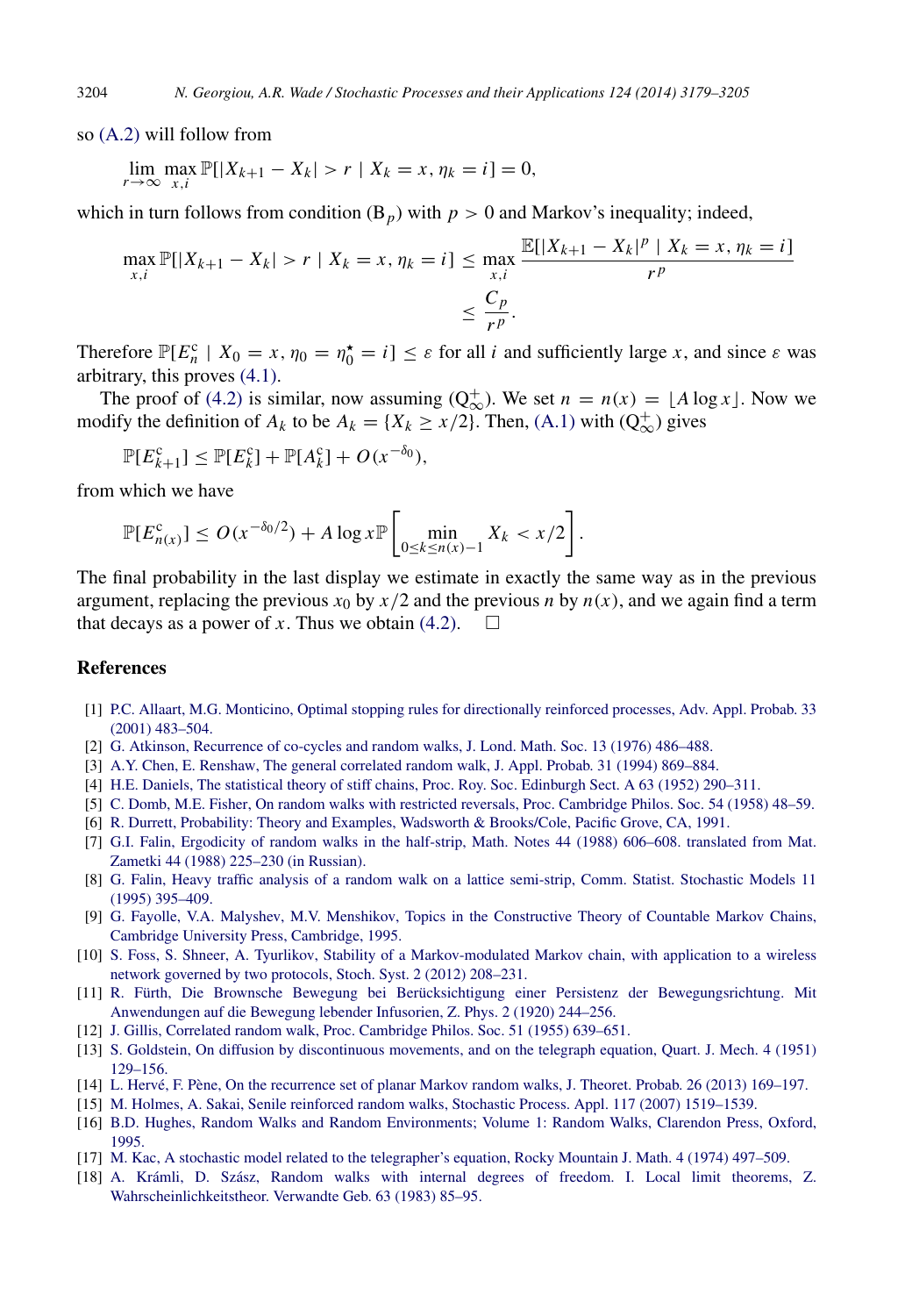so (A.2) will follow from

$$\lim_{r\to\infty} \max_{x,i} \mathbb{P}[|X_{k+1} - X_k| > r \mid X_k = x, \eta_k = i] = 0,$$

which in turn follows from condition ($\mathrm{B}_p$) with $p > 0$ and Markov's inequality; indeed,

$$\max_{x,i} \mathbb{P}[|X_{k+1} - X_k| > r \mid X_k = x, \eta_k = i] \le \max_{x,i} \frac{\mathbb{E}[|X_{k+1} - X_k|^p \mid X_k = x, \eta_k = i]}{r^p} \le \frac{C_p}{r^p}.$$

Therefore $\mathbb{P}[E_n^{\mathrm{c}} \mid X_0 = x, \eta_0 = \eta_0^\star = i] \le \varepsilon$ for all $i$ and sufficiently large $x$, and since $\varepsilon$ was arbitrary, this proves (4.1).

The proof of (4.2) is similar, now assuming ($\mathrm{Q}_\infty^+$). We set $n = n(x) = \lfloor A \log x \rfloor$. Now we modify the definition of $A_k$ to be $A_k = \{X_k \ge x/2\}$. Then, (A.1) with ($\mathrm{Q}_\infty^+$) gives

$$\mathbb{P}[E_{k+1}^{\mathrm{c}}] \le \mathbb{P}[E_k^{\mathrm{c}}] + \mathbb{P}[A_k^{\mathrm{c}}] + O(x^{-\delta_0}),$$

from which we have

$$\mathbb{P}[E_{n(x)}^{\mathrm{c}}] \le O(x^{-\delta_0/2}) + A \log x \, \mathbb{P}\left[\min_{0\le k\le n(x)-1} X_k < x/2\right].$$

The final probability in the last display we estimate in exactly the same way as in the previous argument, replacing the previous $x_0$ by $x/2$ and the previous $n$ by $n(x)$, and we again find a term that decays as a power of $x$. Thus we obtain (4.2). □

## References

[1] P.C. Allaart, M.G. Monticino, Optimal stopping rules for directionally reinforced processes, Adv. Appl. Probab. 33 (2001) 483–504.

[2] G. Atkinson, Recurrence of co-cycles and random walks, J. Lond. Math. Soc. 13 (1976) 486–488.

[3] A.Y. Chen, E. Renshaw, The general correlated random walk, J. Appl. Probab. 31 (1994) 869–884.

[4] H.E. Daniels, The statistical theory of stiff chains, Proc. Roy. Soc. Edinburgh Sect. A 63 (1952) 290–311.

[5] C. Domb, M.E. Fisher, On random walks with restricted reversals, Proc. Cambridge Philos. Soc. 54 (1958) 48–59.

[6] R. Durrett, Probability: Theory and Examples, Wadsworth & Brooks/Cole, Pacific Grove, CA, 1991.

[7] G.I. Falin, Ergodicity of random walks in the half-strip, Math. Notes 44 (1988) 606–608. translated from Mat. Zametki 44 (1988) 225–230 (in Russian).

[8] G. Falin, Heavy traffic analysis of a random walk on a lattice semi-strip, Comm. Statist. Stochastic Models 11 (1995) 395–409.

[9] G. Fayolle, V.A. Malyshev, M.V. Menshikov, Topics in the Constructive Theory of Countable Markov Chains, Cambridge University Press, Cambridge, 1995.

[10] S. Foss, S. Shneer, A. Tyurlikov, Stability of a Markov-modulated Markov chain, with application to a wireless network governed by two protocols, Stoch. Syst. 2 (2012) 208–231.

[11] R. Fürth, Die Brownsche Bewegung bei Berücksichtigung einer Persistenz der Bewegungsrichtung. Mit Anwendungen auf die Bewegung lebender Infusorien, Z. Phys. 2 (1920) 244–256.

[12] J. Gillis, Correlated random walk, Proc. Cambridge Philos. Soc. 51 (1955) 639–651.

[13] S. Goldstein, On diffusion by discontinuous movements, and on the telegraph equation, Quart. J. Mech. 4 (1951) 129–156.

[14] L. Hervé, F. Pène, On the recurrence set of planar Markov random walks, J. Theoret. Probab. 26 (2013) 169–197.

[15] M. Holmes, A. Sakai, Senile reinforced random walks, Stochastic Process. Appl. 117 (2007) 1519–1539.

[16] B.D. Hughes, Random Walks and Random Environments; Volume 1: Random Walks, Clarendon Press, Oxford, 1995.

[17] M. Kac, A stochastic model related to the telegrapher's equation, Rocky Mountain J. Math. 4 (1974) 497–509.

[18] A. Krámli, D. Szász, Random walks with internal degrees of freedom. I. Local limit theorems, Z. Wahrscheinlichkeitstheor. Verwandte Geb. 63 (1983) 85–95.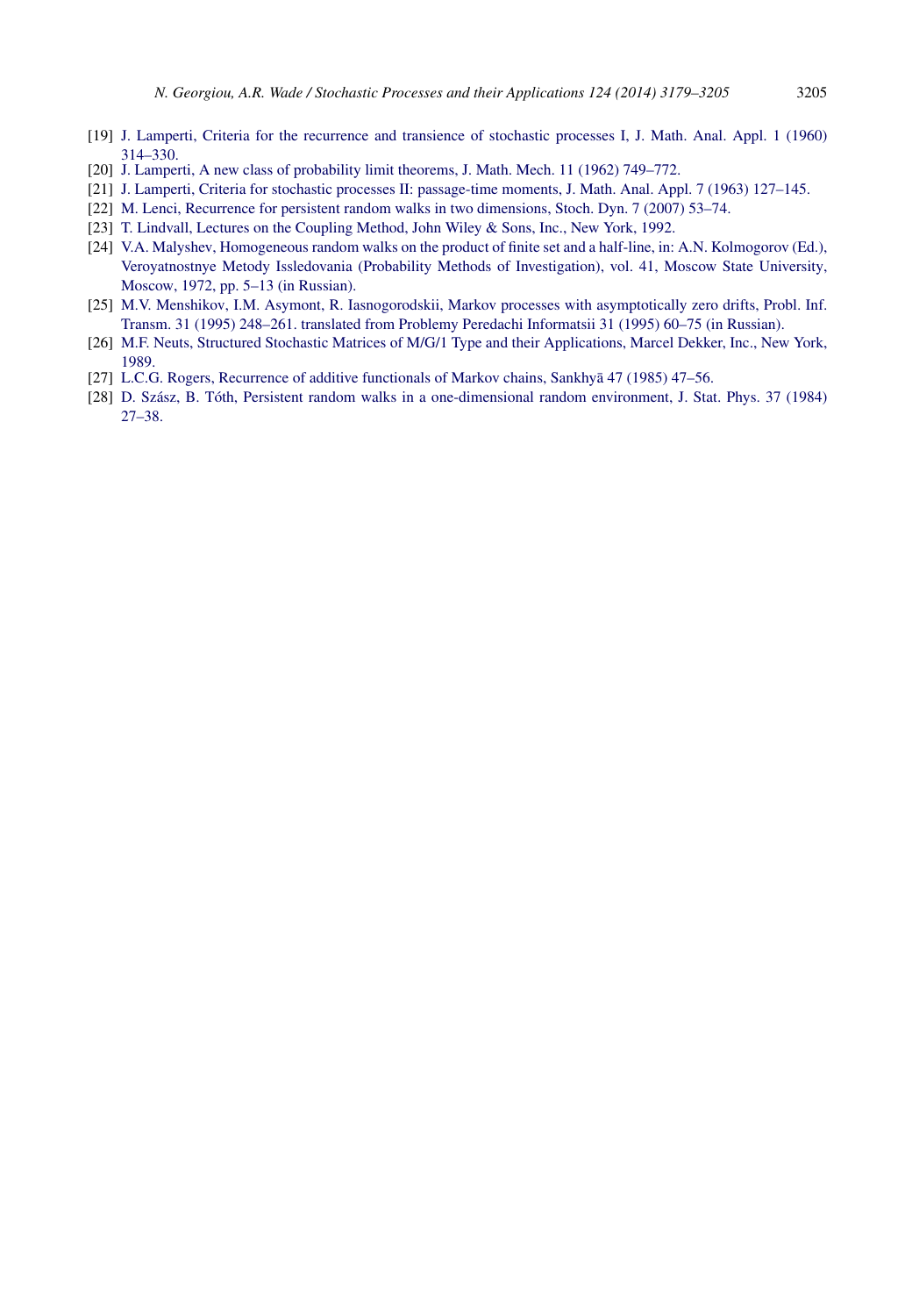[19] J. Lamperti, Criteria for the recurrence and transience of stochastic processes I, J. Math. Anal. Appl. 1 (1960) 314–330.

[20] J. Lamperti, A new class of probability limit theorems, J. Math. Mech. 11 (1962) 749–772.

[21] J. Lamperti, Criteria for stochastic processes II: passage-time moments, J. Math. Anal. Appl. 7 (1963) 127–145.

[22] M. Lenci, Recurrence for persistent random walks in two dimensions, Stoch. Dyn. 7 (2007) 53–74.

[23] T. Lindvall, Lectures on the Coupling Method, John Wiley & Sons, Inc., New York, 1992.

[24] V.A. Malyshev, Homogeneous random walks on the product of finite set and a half-line, in: A.N. Kolmogorov (Ed.), Veroyatnostnye Metody Issledovania (Probability Methods of Investigation), vol. 41, Moscow State University, Moscow, 1972, pp. 5–13 (in Russian).

[25] M.V. Menshikov, I.M. Asymont, R. Iasnogorodskii, Markov processes with asymptotically zero drifts, Probl. Inf. Transm. 31 (1995) 248–261. translated from Problemy Peredachi Informatsii 31 (1995) 60–75 (in Russian).

[26] M.F. Neuts, Structured Stochastic Matrices of M/G/1 Type and their Applications, Marcel Dekker, Inc., New York, 1989.

[27] L.C.G. Rogers, Recurrence of additive functionals of Markov chains, Sankhyā 47 (1985) 47–56.

[28] D. Szász, B. Tóth, Persistent random walks in a one-dimensional random environment, J. Stat. Phys. 37 (1984) 27–38.